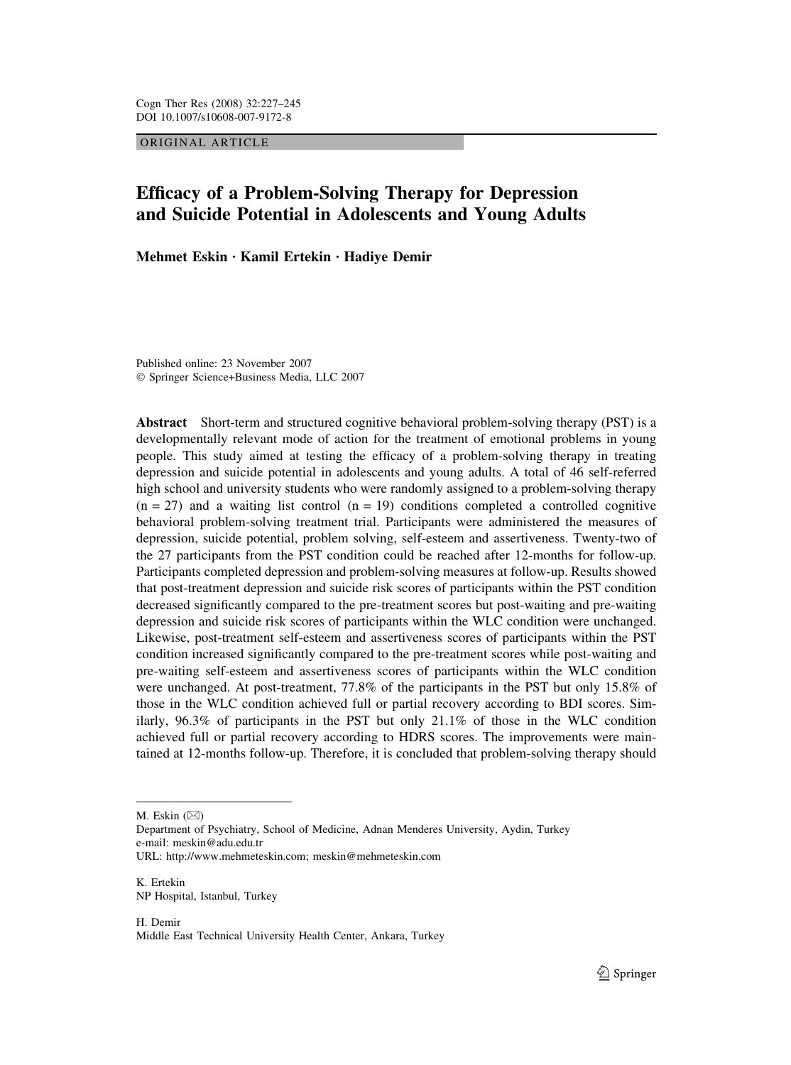ORIGINAL ARTICLE

# Efficacy of a Problem-Solving Therapy for Depression and Suicide Potential in Adolescents and Young Adults

**Mehmet Eskin · Kamil Ertekin · Hadiye Demir**

Published online: 23 November 2007
© Springer Science+Business Media, LLC 2007

**Abstract** Short-term and structured cognitive behavioral problem-solving therapy (PST) is a developmentally relevant mode of action for the treatment of emotional problems in young people. This study aimed at testing the efficacy of a problem-solving therapy in treating depression and suicide potential in adolescents and young adults. A total of 46 self-referred high school and university students who were randomly assigned to a problem-solving therapy ($n = 27$) and a waiting list control ($n = 19$) conditions completed a controlled cognitive behavioral problem-solving treatment trial. Participants were administered the measures of depression, suicide potential, problem solving, self-esteem and assertiveness. Twenty-two of the 27 participants from the PST condition could be reached after 12-months for follow-up. Participants completed depression and problem-solving measures at follow-up. Results showed that post-treatment depression and suicide risk scores of participants within the PST condition decreased significantly compared to the pre-treatment scores but post-waiting and pre-waiting depression and suicide risk scores of participants within the WLC condition were unchanged. Likewise, post-treatment self-esteem and assertiveness scores of participants within the PST condition increased significantly compared to the pre-treatment scores while post-waiting and pre-waiting self-esteem and assertiveness scores of participants within the WLC condition were unchanged. At post-treatment, 77.8% of the participants in the PST but only 15.8% of those in the WLC condition achieved full or partial recovery according to BDI scores. Similarly, 96.3% of participants in the PST but only 21.1% of those in the WLC condition achieved full or partial recovery according to HDRS scores. The improvements were maintained at 12-months follow-up. Therefore, it is concluded that problem-solving therapy should

---

M. Eskin (✉)
Department of Psychiatry, School of Medicine, Adnan Menderes University, Aydin, Turkey
e-mail: meskin@adu.edu.tr
URL: http://www.mehmeteskin.com; meskin@mehmeteskin.com

K. Ertekin
NP Hospital, Istanbul, Turkey

H. Demir
Middle East Technical University Health Center, Ankara, Turkey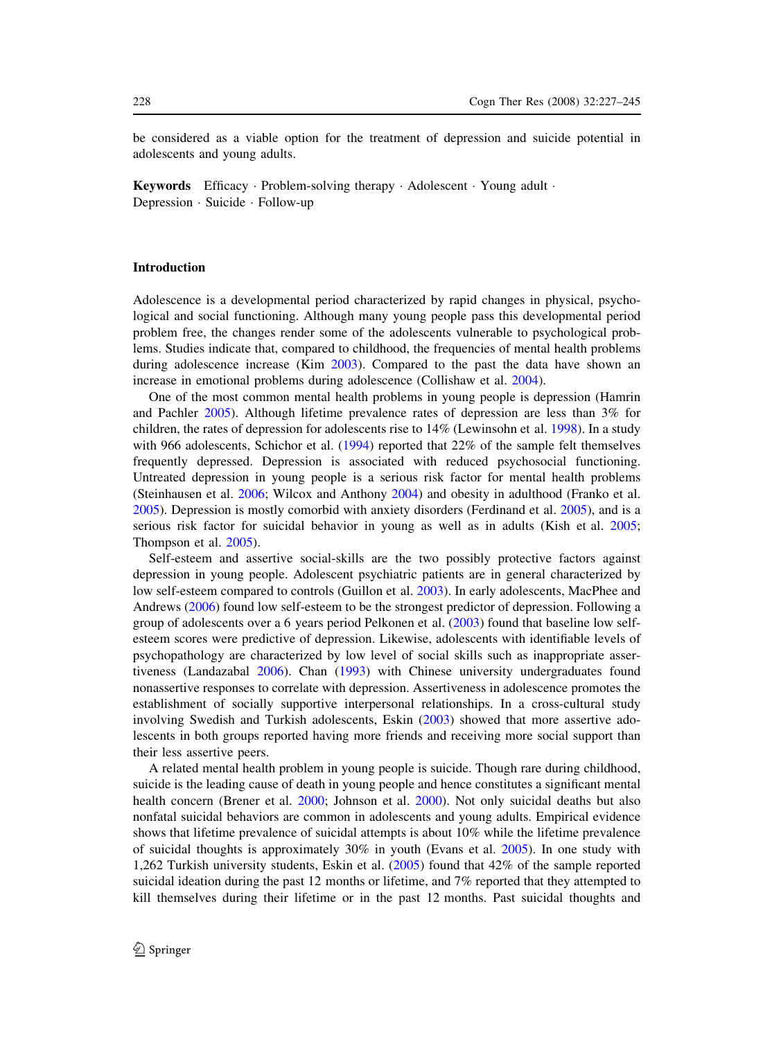be considered as a viable option for the treatment of depression and suicide potential in adolescents and young adults.

**Keywords** Efficacy · Problem-solving therapy · Adolescent · Young adult · Depression · Suicide · Follow-up

## Introduction

Adolescence is a developmental period characterized by rapid changes in physical, psychological and social functioning. Although many young people pass this developmental period problem free, the changes render some of the adolescents vulnerable to psychological problems. Studies indicate that, compared to childhood, the frequencies of mental health problems during adolescence increase (Kim 2003). Compared to the past the data have shown an increase in emotional problems during adolescence (Collishaw et al. 2004).

One of the most common mental health problems in young people is depression (Hamrin and Pachler 2005). Although lifetime prevalence rates of depression are less than 3% for children, the rates of depression for adolescents rise to 14% (Lewinsohn et al. 1998). In a study with 966 adolescents, Schichor et al. (1994) reported that 22% of the sample felt themselves frequently depressed. Depression is associated with reduced psychosocial functioning. Untreated depression in young people is a serious risk factor for mental health problems (Steinhausen et al. 2006; Wilcox and Anthony 2004) and obesity in adulthood (Franko et al. 2005). Depression is mostly comorbid with anxiety disorders (Ferdinand et al. 2005), and is a serious risk factor for suicidal behavior in young as well as in adults (Kish et al. 2005; Thompson et al. 2005).

Self-esteem and assertive social-skills are the two possibly protective factors against depression in young people. Adolescent psychiatric patients are in general characterized by low self-esteem compared to controls (Guillon et al. 2003). In early adolescents, MacPhee and Andrews (2006) found low self-esteem to be the strongest predictor of depression. Following a group of adolescents over a 6 years period Pelkonen et al. (2003) found that baseline low self-esteem scores were predictive of depression. Likewise, adolescents with identifiable levels of psychopathology are characterized by low level of social skills such as inappropriate assertiveness (Landazabal 2006). Chan (1993) with Chinese university undergraduates found nonassertive responses to correlate with depression. Assertiveness in adolescence promotes the establishment of socially supportive interpersonal relationships. In a cross-cultural study involving Swedish and Turkish adolescents, Eskin (2003) showed that more assertive adolescents in both groups reported having more friends and receiving more social support than their less assertive peers.

A related mental health problem in young people is suicide. Though rare during childhood, suicide is the leading cause of death in young people and hence constitutes a significant mental health concern (Brener et al. 2000; Johnson et al. 2000). Not only suicidal deaths but also nonfatal suicidal behaviors are common in adolescents and young adults. Empirical evidence shows that lifetime prevalence of suicidal attempts is about 10% while the lifetime prevalence of suicidal thoughts is approximately 30% in youth (Evans et al. 2005). In one study with 1,262 Turkish university students, Eskin et al. (2005) found that 42% of the sample reported suicidal ideation during the past 12 months or lifetime, and 7% reported that they attempted to kill themselves during their lifetime or in the past 12 months. Past suicidal thoughts and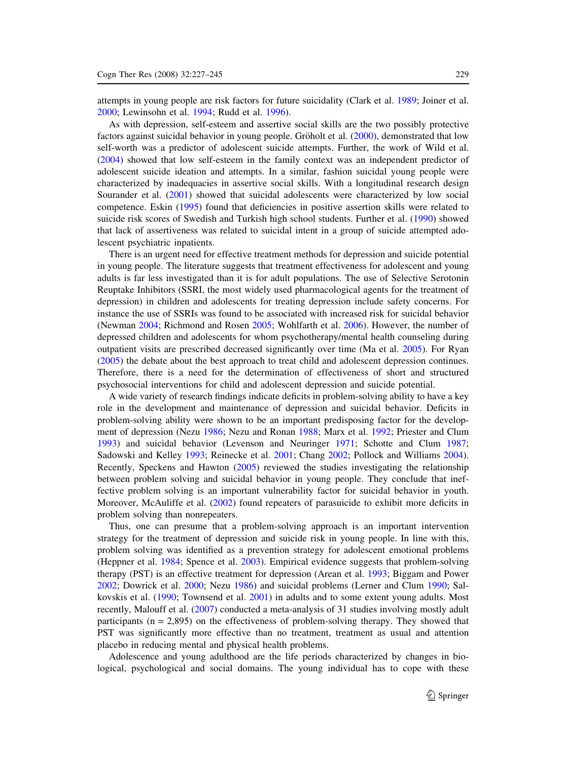attempts in young people are risk factors for future suicidality (Clark et al. 1989; Joiner et al. 2000; Lewinsohn et al. 1994; Rudd et al. 1996).

As with depression, self-esteem and assertive social skills are the two possibly protective factors against suicidal behavior in young people. Gröholt et al. (2000), demonstrated that low self-worth was a predictor of adolescent suicide attempts. Further, the work of Wild et al. (2004) showed that low self-esteem in the family context was an independent predictor of adolescent suicide ideation and attempts. In a similar, fashion suicidal young people were characterized by inadequacies in assertive social skills. With a longitudinal research design Sourander et al. (2001) showed that suicidal adolescents were characterized by low social competence. Eskin (1995) found that deficiencies in positive assertion skills were related to suicide risk scores of Swedish and Turkish high school students. Further et al. (1990) showed that lack of assertiveness was related to suicidal intent in a group of suicide attempted adolescent psychiatric inpatients.

There is an urgent need for effective treatment methods for depression and suicide potential in young people. The literature suggests that treatment effectiveness for adolescent and young adults is far less investigated than it is for adult populations. The use of Selective Serotonin Reuptake Inhibitors (SSRI, the most widely used pharmacological agents for the treatment of depression) in children and adolescents for treating depression include safety concerns. For instance the use of SSRIs was found to be associated with increased risk for suicidal behavior (Newman 2004; Richmond and Rosen 2005; Wohlfarth et al. 2006). However, the number of depressed children and adolescents for whom psychotherapy/mental health counseling during outpatient visits are prescribed decreased significantly over time (Ma et al. 2005). For Ryan (2005) the debate about the best approach to treat child and adolescent depression continues. Therefore, there is a need for the determination of effectiveness of short and structured psychosocial interventions for child and adolescent depression and suicide potential.

A wide variety of research findings indicate deficits in problem-solving ability to have a key role in the development and maintenance of depression and suicidal behavior. Deficits in problem-solving ability were shown to be an important predisposing factor for the development of depression (Nezu 1986; Nezu and Ronan 1988; Marx et al. 1992; Priester and Clum 1993) and suicidal behavior (Levenson and Neuringer 1971; Schotte and Clum 1987; Sadowski and Kelley 1993; Reinecke et al. 2001; Chang 2002; Pollock and Williams 2004). Recently, Speckens and Hawton (2005) reviewed the studies investigating the relationship between problem solving and suicidal behavior in young people. They conclude that ineffective problem solving is an important vulnerability factor for suicidal behavior in youth. Moreover, McAuliffe et al. (2002) found repeaters of parasuicide to exhibit more deficits in problem solving than nonrepeaters.

Thus, one can presume that a problem-solving approach is an important intervention strategy for the treatment of depression and suicide risk in young people. In line with this, problem solving was identified as a prevention strategy for adolescent emotional problems (Heppner et al. 1984; Spence et al. 2003). Empirical evidence suggests that problem-solving therapy (PST) is an effective treatment for depression (Arean et al. 1993; Biggam and Power 2002; Dowrick et al. 2000; Nezu 1986) and suicidal problems (Lerner and Clum 1990; Salkovskis et al. (1990; Townsend et al. 2001) in adults and to some extent young adults. Most recently, Malouff et al. (2007) conducted a meta-analysis of 31 studies involving mostly adult participants (n = 2,895) on the effectiveness of problem-solving therapy. They showed that PST was significantly more effective than no treatment, treatment as usual and attention placebo in reducing mental and physical health problems.

Adolescence and young adulthood are the life periods characterized by changes in biological, psychological and social domains. The young individual has to cope with these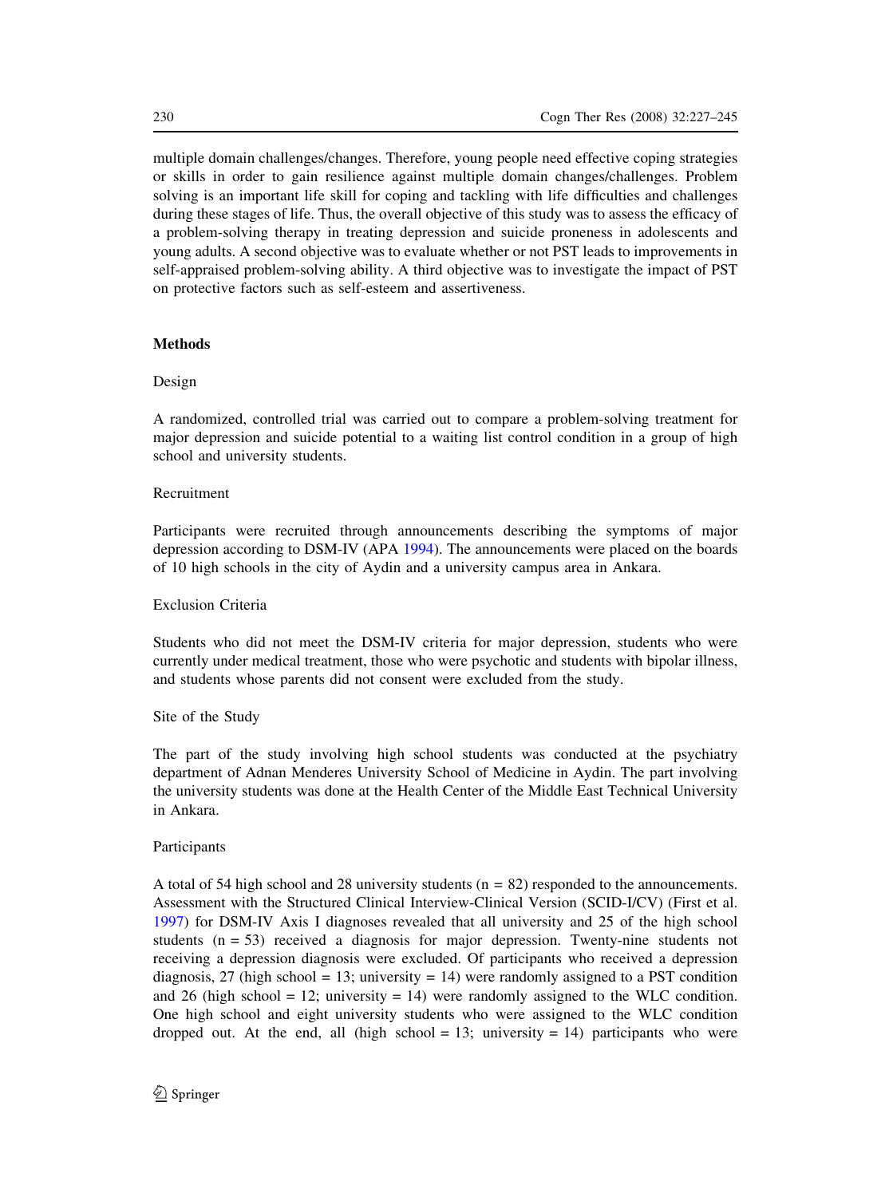multiple domain challenges/changes. Therefore, young people need effective coping strategies or skills in order to gain resilience against multiple domain changes/challenges. Problem solving is an important life skill for coping and tackling with life difficulties and challenges during these stages of life. Thus, the overall objective of this study was to assess the efficacy of a problem-solving therapy in treating depression and suicide proneness in adolescents and young adults. A second objective was to evaluate whether or not PST leads to improvements in self-appraised problem-solving ability. A third objective was to investigate the impact of PST on protective factors such as self-esteem and assertiveness.

## Methods

### Design

A randomized, controlled trial was carried out to compare a problem-solving treatment for major depression and suicide potential to a waiting list control condition in a group of high school and university students.

### Recruitment

Participants were recruited through announcements describing the symptoms of major depression according to DSM-IV (APA 1994). The announcements were placed on the boards of 10 high schools in the city of Aydin and a university campus area in Ankara.

### Exclusion Criteria

Students who did not meet the DSM-IV criteria for major depression, students who were currently under medical treatment, those who were psychotic and students with bipolar illness, and students whose parents did not consent were excluded from the study.

### Site of the Study

The part of the study involving high school students was conducted at the psychiatry department of Adnan Menderes University School of Medicine in Aydin. The part involving the university students was done at the Health Center of the Middle East Technical University in Ankara.

### Participants

A total of 54 high school and 28 university students (n = 82) responded to the announcements. Assessment with the Structured Clinical Interview-Clinical Version (SCID-I/CV) (First et al. 1997) for DSM-IV Axis I diagnoses revealed that all university and 25 of the high school students (n = 53) received a diagnosis for major depression. Twenty-nine students not receiving a depression diagnosis were excluded. Of participants who received a depression diagnosis, 27 (high school = 13; university = 14) were randomly assigned to a PST condition and 26 (high school = 12; university = 14) were randomly assigned to the WLC condition. One high school and eight university students who were assigned to the WLC condition dropped out. At the end, all (high school = 13; university = 14) participants who were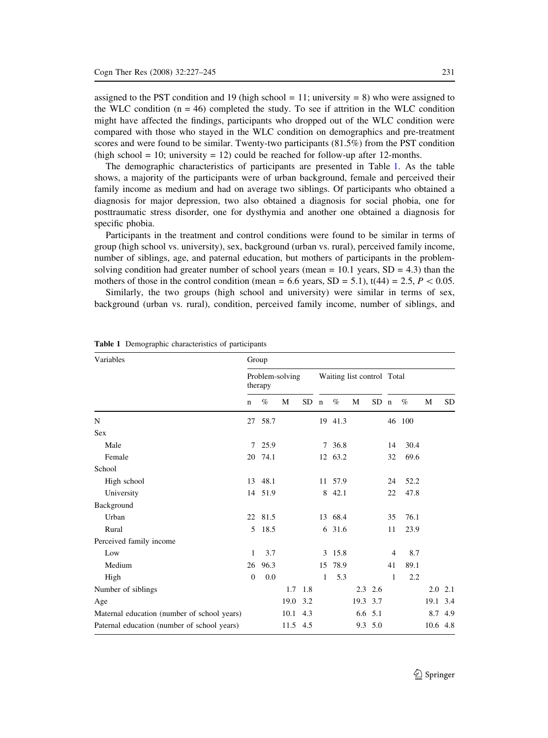assigned to the PST condition and 19 (high school = 11; university = 8) who were assigned to the WLC condition (n = 46) completed the study. To see if attrition in the WLC condition might have affected the findings, participants who dropped out of the WLC condition were compared with those who stayed in the WLC condition on demographics and pre-treatment scores and were found to be similar. Twenty-two participants (81.5%) from the PST condition (high school = 10; university = 12) could be reached for follow-up after 12-months.

The demographic characteristics of participants are presented in Table 1. As the table shows, a majority of the participants were of urban background, female and perceived their family income as medium and had on average two siblings. Of participants who obtained a diagnosis for major depression, two also obtained a diagnosis for social phobia, one for posttraumatic stress disorder, one for dysthymia and another one obtained a diagnosis for specific phobia.

Participants in the treatment and control conditions were found to be similar in terms of group (high school vs. university), sex, background (urban vs. rural), perceived family income, number of siblings, age, and paternal education, but mothers of participants in the problem-solving condition had greater number of school years (mean = 10.1 years, SD = 4.3) than the mothers of those in the control condition (mean = 6.6 years, SD = 5.1), $t(44) = 2.5$, $P < 0.05$.

Similarly, the two groups (high school and university) were similar in terms of sex, background (urban vs. rural), condition, perceived family income, number of siblings, and

**Table 1** Demographic characteristics of participants

| Variables | Group | | | | | | | | | | | |
|---|---|---|---|---|---|---|---|---|---|---|---|---|
| | Problem-solving therapy | | | | Waiting list control | | | | Total | | | |
| | n | % | M | SD | n | % | M | SD | n | % | M | SD |
| N | 27 | 58.7 | | | 19 | 41.3 | | | 46 | 100 | | |
| Sex | | | | | | | | | | | | |
| Male | 7 | 25.9 | | | 7 | 36.8 | | | 14 | 30.4 | | |
| Female | 20 | 74.1 | | | 12 | 63.2 | | | 32 | 69.6 | | |
| School | | | | | | | | | | | | |
| High school | 13 | 48.1 | | | 11 | 57.9 | | | 24 | 52.2 | | |
| University | 14 | 51.9 | | | 8 | 42.1 | | | 22 | 47.8 | | |
| Background | | | | | | | | | | | | |
| Urban | 22 | 81.5 | | | 13 | 68.4 | | | 35 | 76.1 | | |
| Rural | 5 | 18.5 | | | 6 | 31.6 | | | 11 | 23.9 | | |
| Perceived family income | | | | | | | | | | | | |
| Low | 1 | 3.7 | | | 3 | 15.8 | | | 4 | 8.7 | | |
| Medium | 26 | 96.3 | | | 15 | 78.9 | | | 41 | 89.1 | | |
| High | 0 | 0.0 | | | 1 | 5.3 | | | 1 | 2.2 | | |
| Number of siblings | | | 1.7 | 1.8 | | | 2.3 | 2.6 | | | 2.0 | 2.1 |
| Age | | | 19.0 | 3.2 | | | 19.3 | 3.7 | | | 19.1 | 3.4 |
| Maternal education (number of school years) | | | 10.1 | 4.3 | | | 6.6 | 5.1 | | | 8.7 | 4.9 |
| Paternal education (number of school years) | | | 11.5 | 4.5 | | | 9.3 | 5.0 | | | 10.6 | 4.8 |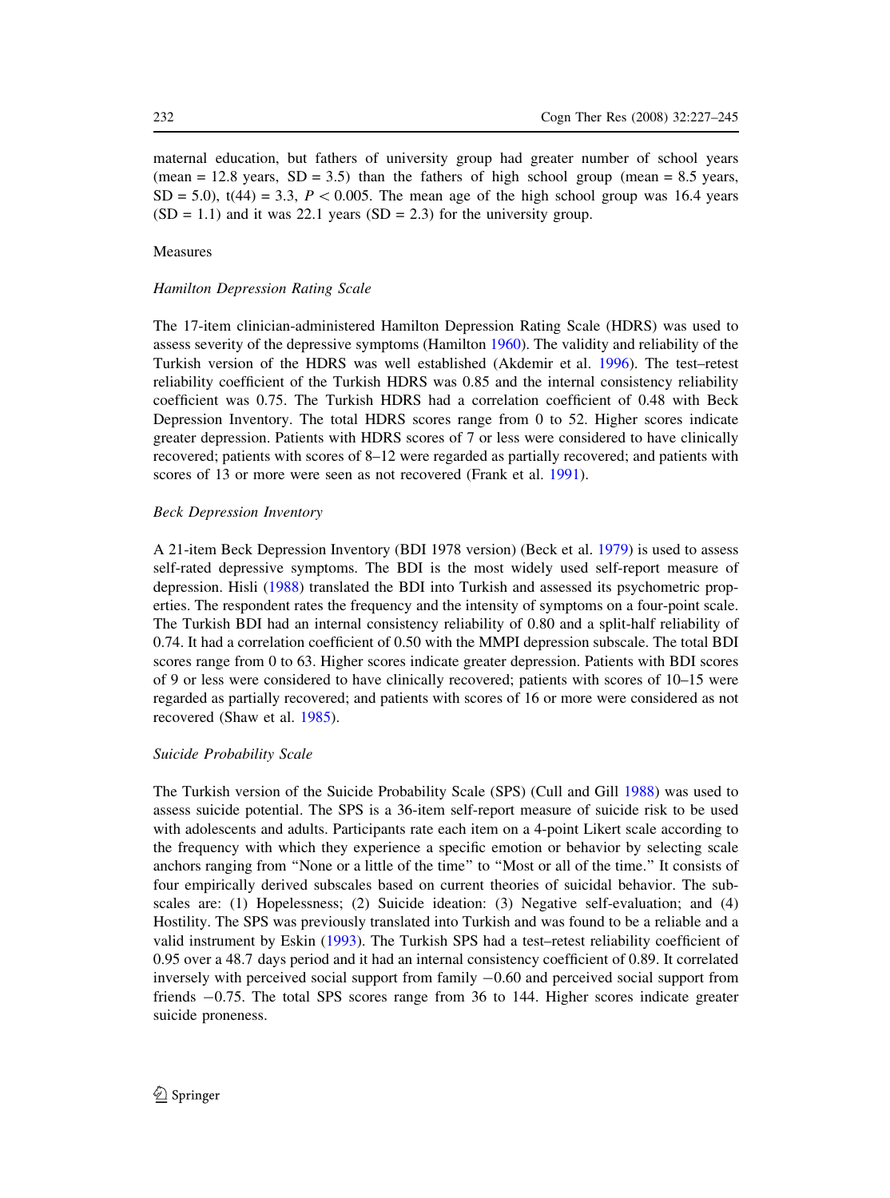maternal education, but fathers of university group had greater number of school years (mean = 12.8 years, SD = 3.5) than the fathers of high school group (mean = 8.5 years, SD = 5.0), $t(44) = 3.3$, $P < 0.005$. The mean age of the high school group was 16.4 years (SD = 1.1) and it was 22.1 years (SD = 2.3) for the university group.

## Measures

### *Hamilton Depression Rating Scale*

The 17-item clinician-administered Hamilton Depression Rating Scale (HDRS) was used to assess severity of the depressive symptoms (Hamilton 1960). The validity and reliability of the Turkish version of the HDRS was well established (Akdemir et al. 1996). The test–retest reliability coefficient of the Turkish HDRS was 0.85 and the internal consistency reliability coefficient was 0.75. The Turkish HDRS had a correlation coefficient of 0.48 with Beck Depression Inventory. The total HDRS scores range from 0 to 52. Higher scores indicate greater depression. Patients with HDRS scores of 7 or less were considered to have clinically recovered; patients with scores of 8–12 were regarded as partially recovered; and patients with scores of 13 or more were seen as not recovered (Frank et al. 1991).

### *Beck Depression Inventory*

A 21-item Beck Depression Inventory (BDI 1978 version) (Beck et al. 1979) is used to assess self-rated depressive symptoms. The BDI is the most widely used self-report measure of depression. Hisli (1988) translated the BDI into Turkish and assessed its psychometric properties. The respondent rates the frequency and the intensity of symptoms on a four-point scale. The Turkish BDI had an internal consistency reliability of 0.80 and a split-half reliability of 0.74. It had a correlation coefficient of 0.50 with the MMPI depression subscale. The total BDI scores range from 0 to 63. Higher scores indicate greater depression. Patients with BDI scores of 9 or less were considered to have clinically recovered; patients with scores of 10–15 were regarded as partially recovered; and patients with scores of 16 or more were considered as not recovered (Shaw et al. 1985).

### *Suicide Probability Scale*

The Turkish version of the Suicide Probability Scale (SPS) (Cull and Gill 1988) was used to assess suicide potential. The SPS is a 36-item self-report measure of suicide risk to be used with adolescents and adults. Participants rate each item on a 4-point Likert scale according to the frequency with which they experience a specific emotion or behavior by selecting scale anchors ranging from "None or a little of the time" to "Most or all of the time." It consists of four empirically derived subscales based on current theories of suicidal behavior. The subscales are: (1) Hopelessness; (2) Suicide ideation: (3) Negative self-evaluation; and (4) Hostility. The SPS was previously translated into Turkish and was found to be a reliable and a valid instrument by Eskin (1993). The Turkish SPS had a test–retest reliability coefficient of 0.95 over a 48.7 days period and it had an internal consistency coefficient of 0.89. It correlated inversely with perceived social support from family −0.60 and perceived social support from friends −0.75. The total SPS scores range from 36 to 144. Higher scores indicate greater suicide proneness.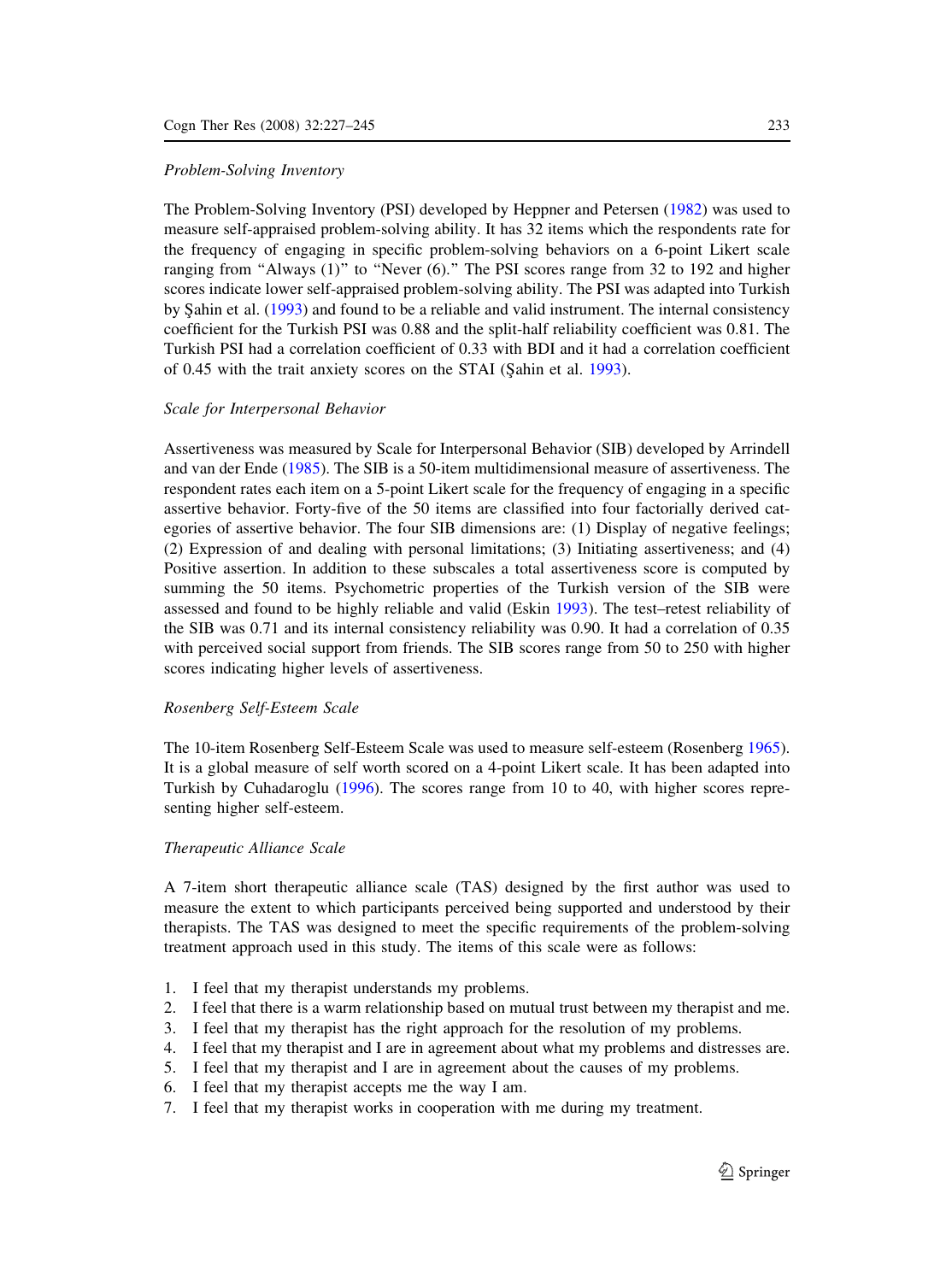*Problem-Solving Inventory*

The Problem-Solving Inventory (PSI) developed by Heppner and Petersen (1982) was used to measure self-appraised problem-solving ability. It has 32 items which the respondents rate for the frequency of engaging in specific problem-solving behaviors on a 6-point Likert scale ranging from "Always (1)" to "Never (6)." The PSI scores range from 32 to 192 and higher scores indicate lower self-appraised problem-solving ability. The PSI was adapted into Turkish by Şahin et al. (1993) and found to be a reliable and valid instrument. The internal consistency coefficient for the Turkish PSI was 0.88 and the split-half reliability coefficient was 0.81. The Turkish PSI had a correlation coefficient of 0.33 with BDI and it had a correlation coefficient of 0.45 with the trait anxiety scores on the STAI (Şahin et al. 1993).

*Scale for Interpersonal Behavior*

Assertiveness was measured by Scale for Interpersonal Behavior (SIB) developed by Arrindell and van der Ende (1985). The SIB is a 50-item multidimensional measure of assertiveness. The respondent rates each item on a 5-point Likert scale for the frequency of engaging in a specific assertive behavior. Forty-five of the 50 items are classified into four factorially derived categories of assertive behavior. The four SIB dimensions are: (1) Display of negative feelings; (2) Expression of and dealing with personal limitations; (3) Initiating assertiveness; and (4) Positive assertion. In addition to these subscales a total assertiveness score is computed by summing the 50 items. Psychometric properties of the Turkish version of the SIB were assessed and found to be highly reliable and valid (Eskin 1993). The test–retest reliability of the SIB was 0.71 and its internal consistency reliability was 0.90. It had a correlation of 0.35 with perceived social support from friends. The SIB scores range from 50 to 250 with higher scores indicating higher levels of assertiveness.

*Rosenberg Self-Esteem Scale*

The 10-item Rosenberg Self-Esteem Scale was used to measure self-esteem (Rosenberg 1965). It is a global measure of self worth scored on a 4-point Likert scale. It has been adapted into Turkish by Cuhadaroglu (1996). The scores range from 10 to 40, with higher scores representing higher self-esteem.

*Therapeutic Alliance Scale*

A 7-item short therapeutic alliance scale (TAS) designed by the first author was used to measure the extent to which participants perceived being supported and understood by their therapists. The TAS was designed to meet the specific requirements of the problem-solving treatment approach used in this study. The items of this scale were as follows:

1. I feel that my therapist understands my problems.
2. I feel that there is a warm relationship based on mutual trust between my therapist and me.
3. I feel that my therapist has the right approach for the resolution of my problems.
4. I feel that my therapist and I are in agreement about what my problems and distresses are.
5. I feel that my therapist and I are in agreement about the causes of my problems.
6. I feel that my therapist accepts me the way I am.
7. I feel that my therapist works in cooperation with me during my treatment.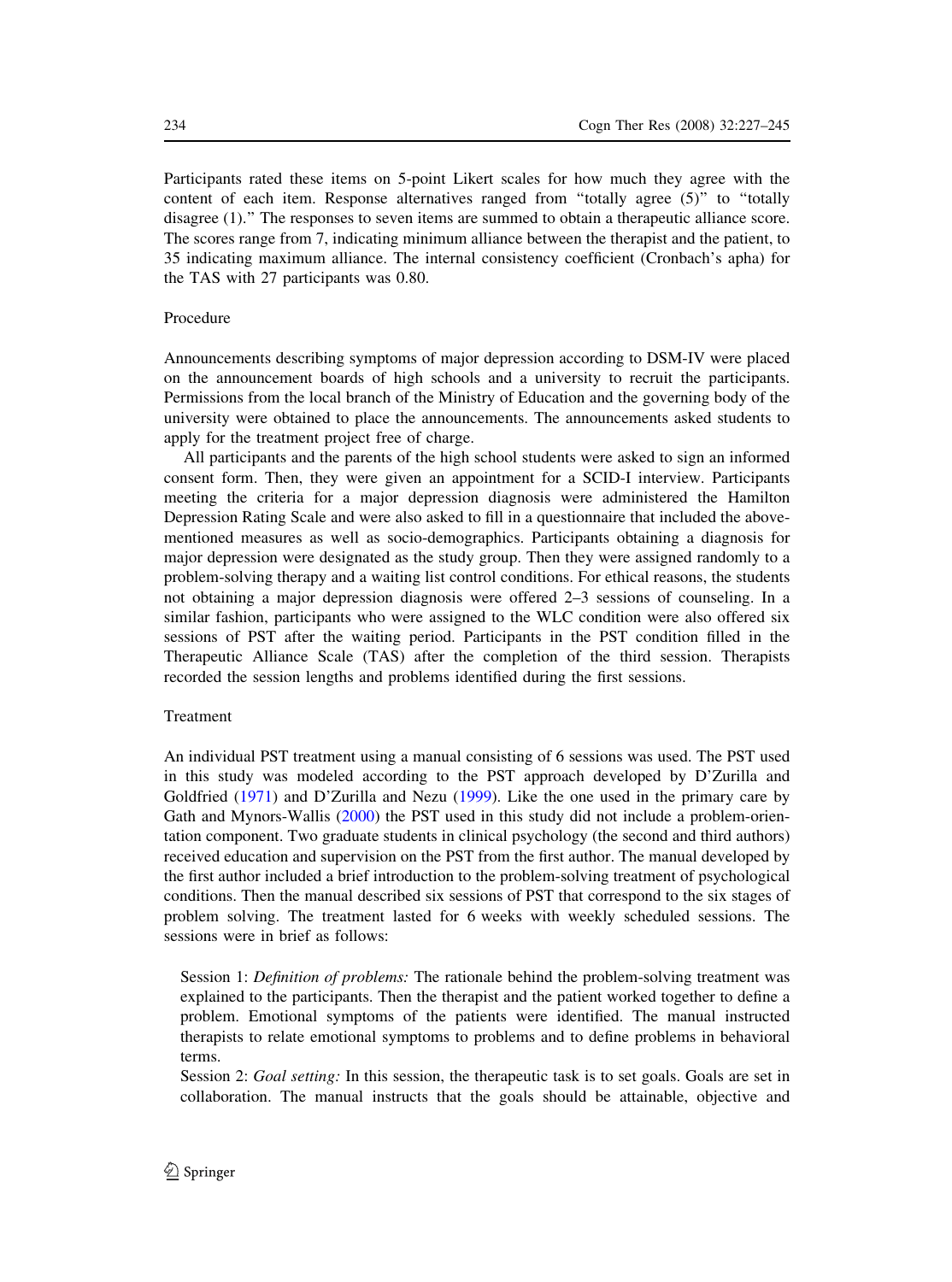Participants rated these items on 5-point Likert scales for how much they agree with the content of each item. Response alternatives ranged from "totally agree (5)" to "totally disagree (1)." The responses to seven items are summed to obtain a therapeutic alliance score. The scores range from 7, indicating minimum alliance between the therapist and the patient, to 35 indicating maximum alliance. The internal consistency coefficient (Cronbach's apha) for the TAS with 27 participants was 0.80.

### Procedure

Announcements describing symptoms of major depression according to DSM-IV were placed on the announcement boards of high schools and a university to recruit the participants. Permissions from the local branch of the Ministry of Education and the governing body of the university were obtained to place the announcements. The announcements asked students to apply for the treatment project free of charge.

All participants and the parents of the high school students were asked to sign an informed consent form. Then, they were given an appointment for a SCID-I interview. Participants meeting the criteria for a major depression diagnosis were administered the Hamilton Depression Rating Scale and were also asked to fill in a questionnaire that included the above-mentioned measures as well as socio-demographics. Participants obtaining a diagnosis for major depression were designated as the study group. Then they were assigned randomly to a problem-solving therapy and a waiting list control conditions. For ethical reasons, the students not obtaining a major depression diagnosis were offered 2–3 sessions of counseling. In a similar fashion, participants who were assigned to the WLC condition were also offered six sessions of PST after the waiting period. Participants in the PST condition filled in the Therapeutic Alliance Scale (TAS) after the completion of the third session. Therapists recorded the session lengths and problems identified during the first sessions.

### Treatment

An individual PST treatment using a manual consisting of 6 sessions was used. The PST used in this study was modeled according to the PST approach developed by D'Zurilla and Goldfried (1971) and D'Zurilla and Nezu (1999). Like the one used in the primary care by Gath and Mynors-Wallis (2000) the PST used in this study did not include a problem-orientation component. Two graduate students in clinical psychology (the second and third authors) received education and supervision on the PST from the first author. The manual developed by the first author included a brief introduction to the problem-solving treatment of psychological conditions. Then the manual described six sessions of PST that correspond to the six stages of problem solving. The treatment lasted for 6 weeks with weekly scheduled sessions. The sessions were in brief as follows:

Session 1: *Definition of problems:* The rationale behind the problem-solving treatment was explained to the participants. Then the therapist and the patient worked together to define a problem. Emotional symptoms of the patients were identified. The manual instructed therapists to relate emotional symptoms to problems and to define problems in behavioral terms.

Session 2: *Goal setting:* In this session, the therapeutic task is to set goals. Goals are set in collaboration. The manual instructs that the goals should be attainable, objective and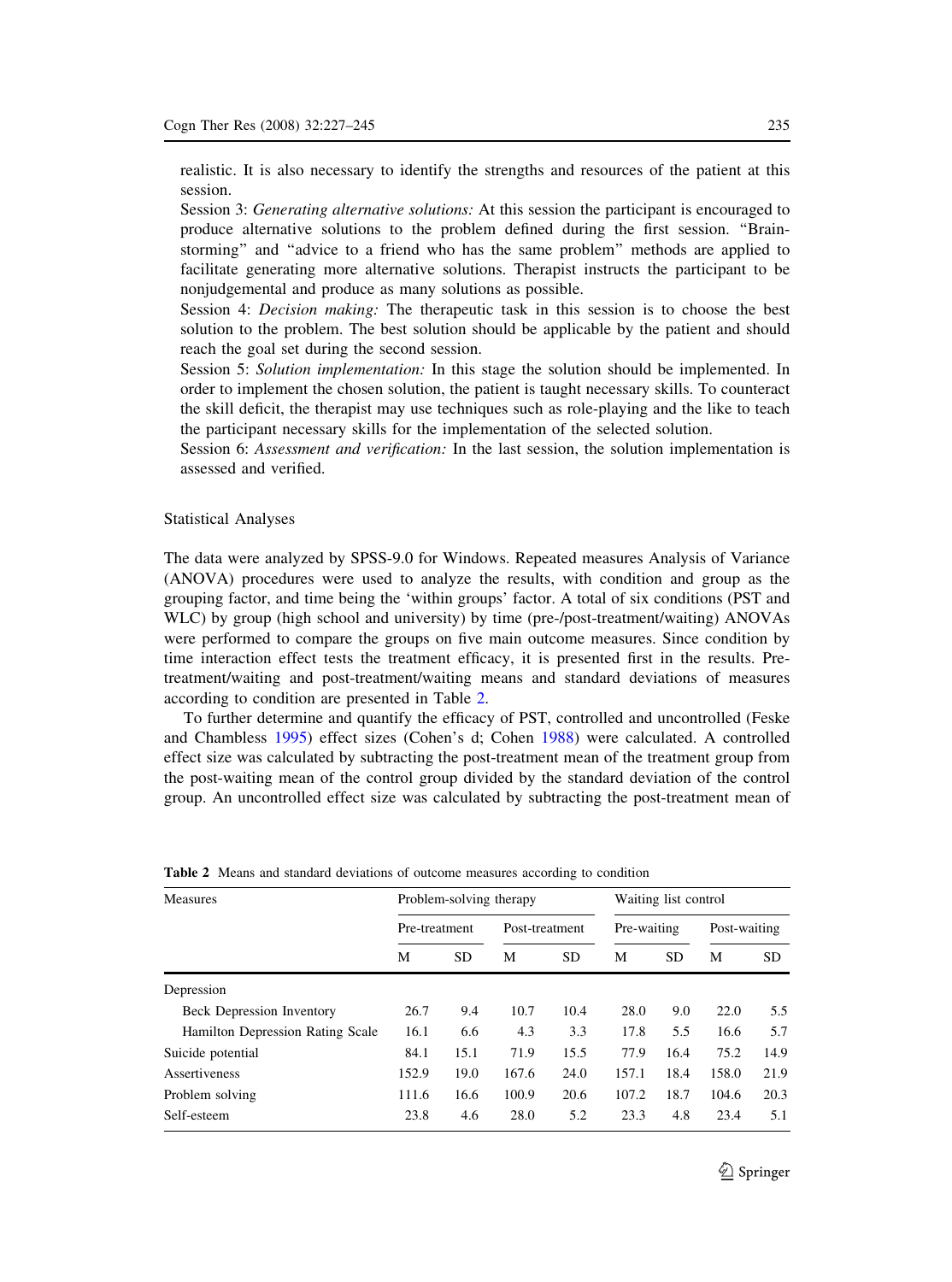realistic. It is also necessary to identify the strengths and resources of the patient at this session.

Session 3: *Generating alternative solutions:* At this session the participant is encouraged to produce alternative solutions to the problem defined during the first session. "Brainstorming" and "advice to a friend who has the same problem" methods are applied to facilitate generating more alternative solutions. Therapist instructs the participant to be nonjudgemental and produce as many solutions as possible.

Session 4: *Decision making:* The therapeutic task in this session is to choose the best solution to the problem. The best solution should be applicable by the patient and should reach the goal set during the second session.

Session 5: *Solution implementation:* In this stage the solution should be implemented. In order to implement the chosen solution, the patient is taught necessary skills. To counteract the skill deficit, the therapist may use techniques such as role-playing and the like to teach the participant necessary skills for the implementation of the selected solution.

Session 6: *Assessment and verification:* In the last session, the solution implementation is assessed and verified.

## Statistical Analyses

The data were analyzed by SPSS-9.0 for Windows. Repeated measures Analysis of Variance (ANOVA) procedures were used to analyze the results, with condition and group as the grouping factor, and time being the 'within groups' factor. A total of six conditions (PST and WLC) by group (high school and university) by time (pre-/post-treatment/waiting) ANOVAs were performed to compare the groups on five main outcome measures. Since condition by time interaction effect tests the treatment efficacy, it is presented first in the results. Pre-treatment/waiting and post-treatment/waiting means and standard deviations of measures according to condition are presented in Table 2.

To further determine and quantify the efficacy of PST, controlled and uncontrolled (Feske and Chambless 1995) effect sizes (Cohen's d; Cohen 1988) were calculated. A controlled effect size was calculated by subtracting the post-treatment mean of the treatment group from the post-waiting mean of the control group divided by the standard deviation of the control group. An uncontrolled effect size was calculated by subtracting the post-treatment mean of

**Table 2** Means and standard deviations of outcome measures according to condition

| Measures | Problem-solving therapy | | | | Waiting list control | | | |
|---|---|---|---|---|---|---|---|---|
| | Pre-treatment | | Post-treatment | | Pre-waiting | | Post-waiting | |
| | M | SD | M | SD | M | SD | M | SD |
| Depression | | | | | | | | |
| Beck Depression Inventory | 26.7 | 9.4 | 10.7 | 10.4 | 28.0 | 9.0 | 22.0 | 5.5 |
| Hamilton Depression Rating Scale | 16.1 | 6.6 | 4.3 | 3.3 | 17.8 | 5.5 | 16.6 | 5.7 |
| Suicide potential | 84.1 | 15.1 | 71.9 | 15.5 | 77.9 | 16.4 | 75.2 | 14.9 |
| Assertiveness | 152.9 | 19.0 | 167.6 | 24.0 | 157.1 | 18.4 | 158.0 | 21.9 |
| Problem solving | 111.6 | 16.6 | 100.9 | 20.6 | 107.2 | 18.7 | 104.6 | 20.3 |
| Self-esteem | 23.8 | 4.6 | 28.0 | 5.2 | 23.3 | 4.8 | 23.4 | 5.1 |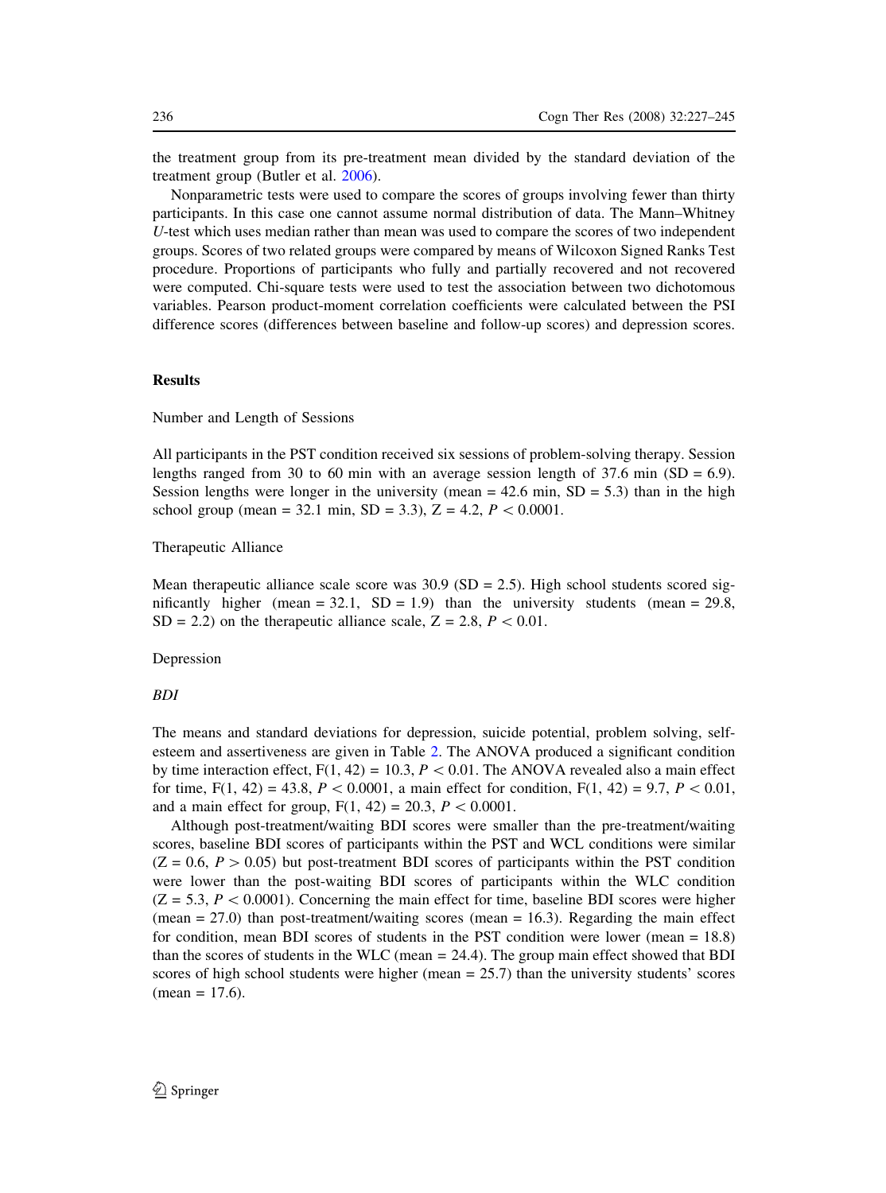the treatment group from its pre-treatment mean divided by the standard deviation of the treatment group (Butler et al. 2006).

Nonparametric tests were used to compare the scores of groups involving fewer than thirty participants. In this case one cannot assume normal distribution of data. The Mann–Whitney *U*-test which uses median rather than mean was used to compare the scores of two independent groups. Scores of two related groups were compared by means of Wilcoxon Signed Ranks Test procedure. Proportions of participants who fully and partially recovered and not recovered were computed. Chi-square tests were used to test the association between two dichotomous variables. Pearson product-moment correlation coefficients were calculated between the PSI difference scores (differences between baseline and follow-up scores) and depression scores.

## Results

### Number and Length of Sessions

All participants in the PST condition received six sessions of problem-solving therapy. Session lengths ranged from 30 to 60 min with an average session length of 37.6 min (SD = 6.9). Session lengths were longer in the university (mean = 42.6 min, SD = 5.3) than in the high school group (mean = 32.1 min, SD = 3.3), $Z = 4.2$, $P < 0.0001$.

### Therapeutic Alliance

Mean therapeutic alliance scale score was 30.9 (SD = 2.5). High school students scored significantly higher (mean = 32.1, SD = 1.9) than the university students (mean = 29.8, SD = 2.2) on the therapeutic alliance scale, $Z = 2.8$, $P < 0.01$.

### Depression

#### *BDI*

The means and standard deviations for depression, suicide potential, problem solving, self-esteem and assertiveness are given in Table 2. The ANOVA produced a significant condition by time interaction effect, $F(1, 42) = 10.3$, $P < 0.01$. The ANOVA revealed also a main effect for time, $F(1, 42) = 43.8$, $P < 0.0001$, a main effect for condition, $F(1, 42) = 9.7$, $P < 0.01$, and a main effect for group, $F(1, 42) = 20.3$, $P < 0.0001$.

Although post-treatment/waiting BDI scores were smaller than the pre-treatment/waiting scores, baseline BDI scores of participants within the PST and WCL conditions were similar ($Z = 0.6$, $P > 0.05$) but post-treatment BDI scores of participants within the PST condition were lower than the post-waiting BDI scores of participants within the WLC condition ($Z = 5.3$, $P < 0.0001$). Concerning the main effect for time, baseline BDI scores were higher (mean = 27.0) than post-treatment/waiting scores (mean = 16.3). Regarding the main effect for condition, mean BDI scores of students in the PST condition were lower (mean = 18.8) than the scores of students in the WLC (mean = 24.4). The group main effect showed that BDI scores of high school students were higher (mean = 25.7) than the university students' scores (mean = 17.6).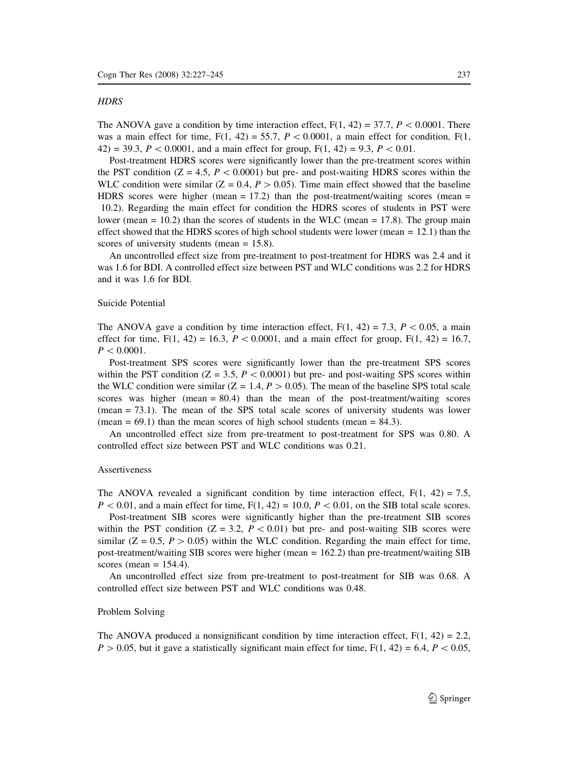### *HDRS*

The ANOVA gave a condition by time interaction effect, $F(1, 42) = 37.7$, $P < 0.0001$. There was a main effect for time, $F(1, 42) = 55.7$, $P < 0.0001$, a main effect for condition, $F(1, 42) = 39.3$, $P < 0.0001$, and a main effect for group, $F(1, 42) = 9.3$, $P < 0.01$.

Post-treatment HDRS scores were significantly lower than the pre-treatment scores within the PST condition ($Z = 4.5$, $P < 0.0001$) but pre- and post-waiting HDRS scores within the WLC condition were similar ($Z = 0.4$, $P > 0.05$). Time main effect showed that the baseline HDRS scores were higher (mean = 17.2) than the post-treatment/waiting scores (mean = 10.2). Regarding the main effect for condition the HDRS scores of students in PST were lower (mean = 10.2) than the scores of students in the WLC (mean = 17.8). The group main effect showed that the HDRS scores of high school students were lower (mean = 12.1) than the scores of university students (mean = 15.8).

An uncontrolled effect size from pre-treatment to post-treatment for HDRS was 2.4 and it was 1.6 for BDI. A controlled effect size between PST and WLC conditions was 2.2 for HDRS and it was 1.6 for BDI.

### Suicide Potential

The ANOVA gave a condition by time interaction effect, $F(1, 42) = 7.3$, $P < 0.05$, a main effect for time, $F(1, 42) = 16.3$, $P < 0.0001$, and a main effect for group, $F(1, 42) = 16.7$, $P < 0.0001$.

Post-treatment SPS scores were significantly lower than the pre-treatment SPS scores within the PST condition ($Z = 3.5$, $P < 0.0001$) but pre- and post-waiting SPS scores within the WLC condition were similar ($Z = 1.4$, $P > 0.05$). The mean of the baseline SPS total scale scores was higher (mean = 80.4) than the mean of the post-treatment/waiting scores (mean = 73.1). The mean of the SPS total scale scores of university students was lower (mean = 69.1) than the mean scores of high school students (mean = 84.3).

An uncontrolled effect size from pre-treatment to post-treatment for SPS was 0.80. A controlled effect size between PST and WLC conditions was 0.21.

### Assertiveness

The ANOVA revealed a significant condition by time interaction effect, $F(1, 42) = 7.5$, $P < 0.01$, and a main effect for time, $F(1, 42) = 10.0$, $P < 0.01$, on the SIB total scale scores.

Post-treatment SIB scores were significantly higher than the pre-treatment SIB scores within the PST condition ($Z = 3.2$, $P < 0.01$) but pre- and post-waiting SIB scores were similar ($Z = 0.5$, $P > 0.05$) within the WLC condition. Regarding the main effect for time, post-treatment/waiting SIB scores were higher (mean = 162.2) than pre-treatment/waiting SIB scores (mean = 154.4).

An uncontrolled effect size from pre-treatment to post-treatment for SIB was 0.68. A controlled effect size between PST and WLC conditions was 0.48.

### Problem Solving

The ANOVA produced a nonsignificant condition by time interaction effect, $F(1, 42) = 2.2$, $P > 0.05$, but it gave a statistically significant main effect for time, $F(1, 42) = 6.4$, $P < 0.05$,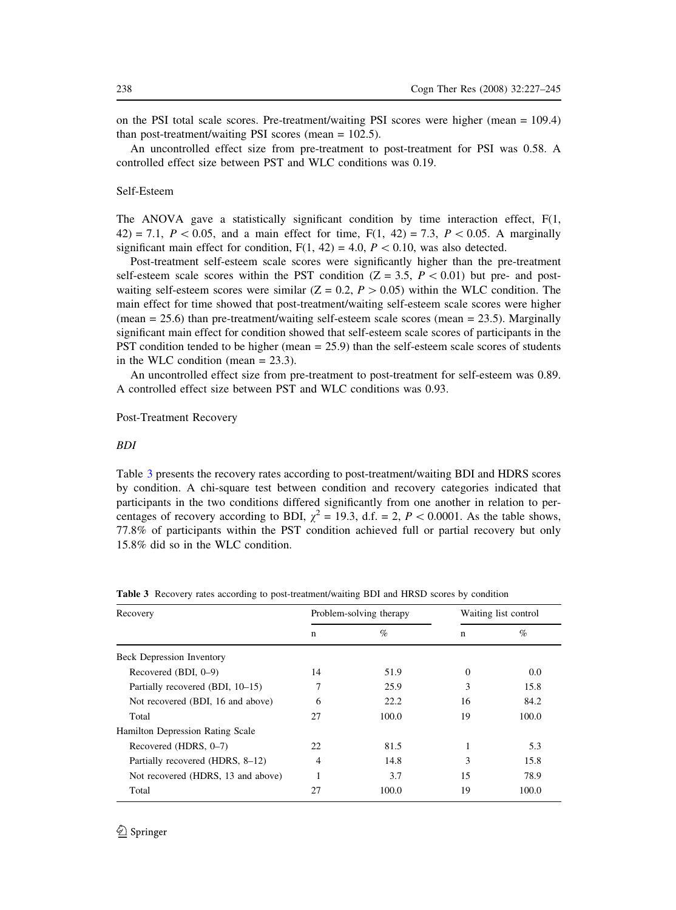on the PSI total scale scores. Pre-treatment/waiting PSI scores were higher (mean = 109.4) than post-treatment/waiting PSI scores (mean = 102.5).

An uncontrolled effect size from pre-treatment to post-treatment for PSI was 0.58. A controlled effect size between PST and WLC conditions was 0.19.

### Self-Esteem

The ANOVA gave a statistically significant condition by time interaction effect, $F(1, 42) = 7.1$, $P < 0.05$, and a main effect for time, $F(1, 42) = 7.3$, $P < 0.05$. A marginally significant main effect for condition, $F(1, 42) = 4.0$, $P < 0.10$, was also detected.

Post-treatment self-esteem scale scores were significantly higher than the pre-treatment self-esteem scale scores within the PST condition ($Z = 3.5$, $P < 0.01$) but pre- and post-waiting self-esteem scores were similar ($Z = 0.2$, $P > 0.05$) within the WLC condition. The main effect for time showed that post-treatment/waiting self-esteem scale scores were higher (mean = 25.6) than pre-treatment/waiting self-esteem scale scores (mean = 23.5). Marginally significant main effect for condition showed that self-esteem scale scores of participants in the PST condition tended to be higher (mean = 25.9) than the self-esteem scale scores of students in the WLC condition (mean = 23.3).

An uncontrolled effect size from pre-treatment to post-treatment for self-esteem was 0.89. A controlled effect size between PST and WLC conditions was 0.93.

### Post-Treatment Recovery

#### *BDI*

Table 3 presents the recovery rates according to post-treatment/waiting BDI and HDRS scores by condition. A chi-square test between condition and recovery categories indicated that participants in the two conditions differed significantly from one another in relation to percentages of recovery according to BDI, $\chi^2 = 19.3$, d.f. = 2, $P < 0.0001$. As the table shows, 77.8% of participants within the PST condition achieved full or partial recovery but only 15.8% did so in the WLC condition.

**Table 3** Recovery rates according to post-treatment/waiting BDI and HRSD scores by condition

| Recovery | Problem-solving therapy | | Waiting list control | |
|---|---|---|---|---|
| | n | % | n | % |
| Beck Depression Inventory | | | | |
| Recovered (BDI, 0–9) | 14 | 51.9 | 0 | 0.0 |
| Partially recovered (BDI, 10–15) | 7 | 25.9 | 3 | 15.8 |
| Not recovered (BDI, 16 and above) | 6 | 22.2 | 16 | 84.2 |
| Total | 27 | 100.0 | 19 | 100.0 |
| Hamilton Depression Rating Scale | | | | |
| Recovered (HDRS, 0–7) | 22 | 81.5 | 1 | 5.3 |
| Partially recovered (HDRS, 8–12) | 4 | 14.8 | 3 | 15.8 |
| Not recovered (HDRS, 13 and above) | 1 | 3.7 | 15 | 78.9 |
| Total | 27 | 100.0 | 19 | 100.0 |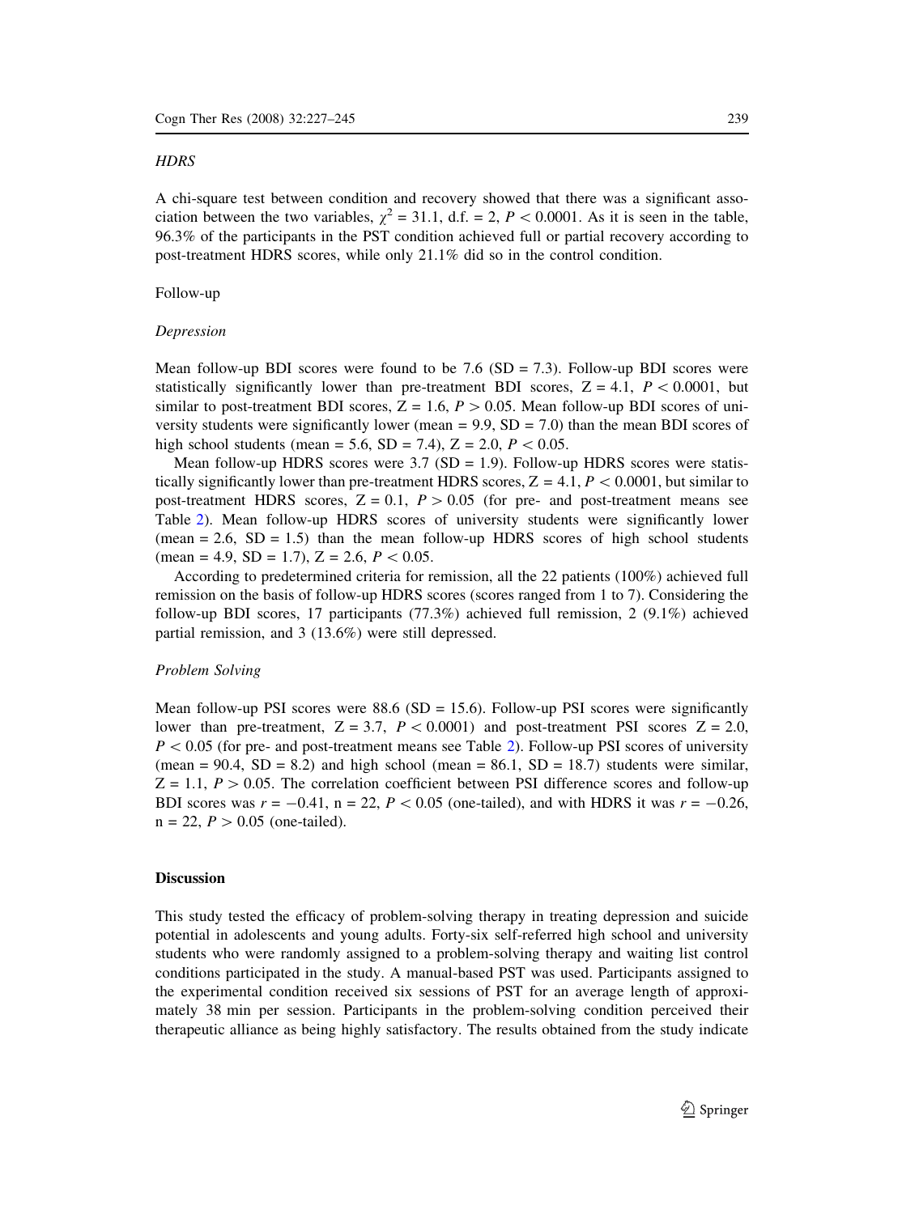### *HDRS*

A chi-square test between condition and recovery showed that there was a significant association between the two variables, $\chi^2 = 31.1$, d.f. = 2, $P < 0.0001$. As it is seen in the table, 96.3% of the participants in the PST condition achieved full or partial recovery according to post-treatment HDRS scores, while only 21.1% did so in the control condition.

Follow-up

*Depression*

Mean follow-up BDI scores were found to be 7.6 (SD = 7.3). Follow-up BDI scores were statistically significantly lower than pre-treatment BDI scores, Z = 4.1, $P < 0.0001$, but similar to post-treatment BDI scores, Z = 1.6, $P > 0.05$. Mean follow-up BDI scores of university students were significantly lower (mean = 9.9, SD = 7.0) than the mean BDI scores of high school students (mean = 5.6, SD = 7.4), Z = 2.0, $P < 0.05$.

Mean follow-up HDRS scores were 3.7 (SD = 1.9). Follow-up HDRS scores were statistically significantly lower than pre-treatment HDRS scores, Z = 4.1, $P < 0.0001$, but similar to post-treatment HDRS scores, Z = 0.1, $P > 0.05$ (for pre- and post-treatment means see Table 2). Mean follow-up HDRS scores of university students were significantly lower (mean = 2.6, SD = 1.5) than the mean follow-up HDRS scores of high school students (mean = 4.9, SD = 1.7), Z = 2.6, $P < 0.05$.

According to predetermined criteria for remission, all the 22 patients (100%) achieved full remission on the basis of follow-up HDRS scores (scores ranged from 1 to 7). Considering the follow-up BDI scores, 17 participants (77.3%) achieved full remission, 2 (9.1%) achieved partial remission, and 3 (13.6%) were still depressed.

*Problem Solving*

Mean follow-up PSI scores were 88.6 (SD = 15.6). Follow-up PSI scores were significantly lower than pre-treatment, Z = 3.7, $P < 0.0001$) and post-treatment PSI scores Z = 2.0, $P < 0.05$ (for pre- and post-treatment means see Table 2). Follow-up PSI scores of university (mean = 90.4, SD = 8.2) and high school (mean = 86.1, SD = 18.7) students were similar, Z = 1.1, $P > 0.05$. The correlation coefficient between PSI difference scores and follow-up BDI scores was $r = -0.41$, n = 22, $P < 0.05$ (one-tailed), and with HDRS it was $r = -0.26$, n = 22, $P > 0.05$ (one-tailed).

## Discussion

This study tested the efficacy of problem-solving therapy in treating depression and suicide potential in adolescents and young adults. Forty-six self-referred high school and university students who were randomly assigned to a problem-solving therapy and waiting list control conditions participated in the study. A manual-based PST was used. Participants assigned to the experimental condition received six sessions of PST for an average length of approximately 38 min per session. Participants in the problem-solving condition perceived their therapeutic alliance as being highly satisfactory. The results obtained from the study indicate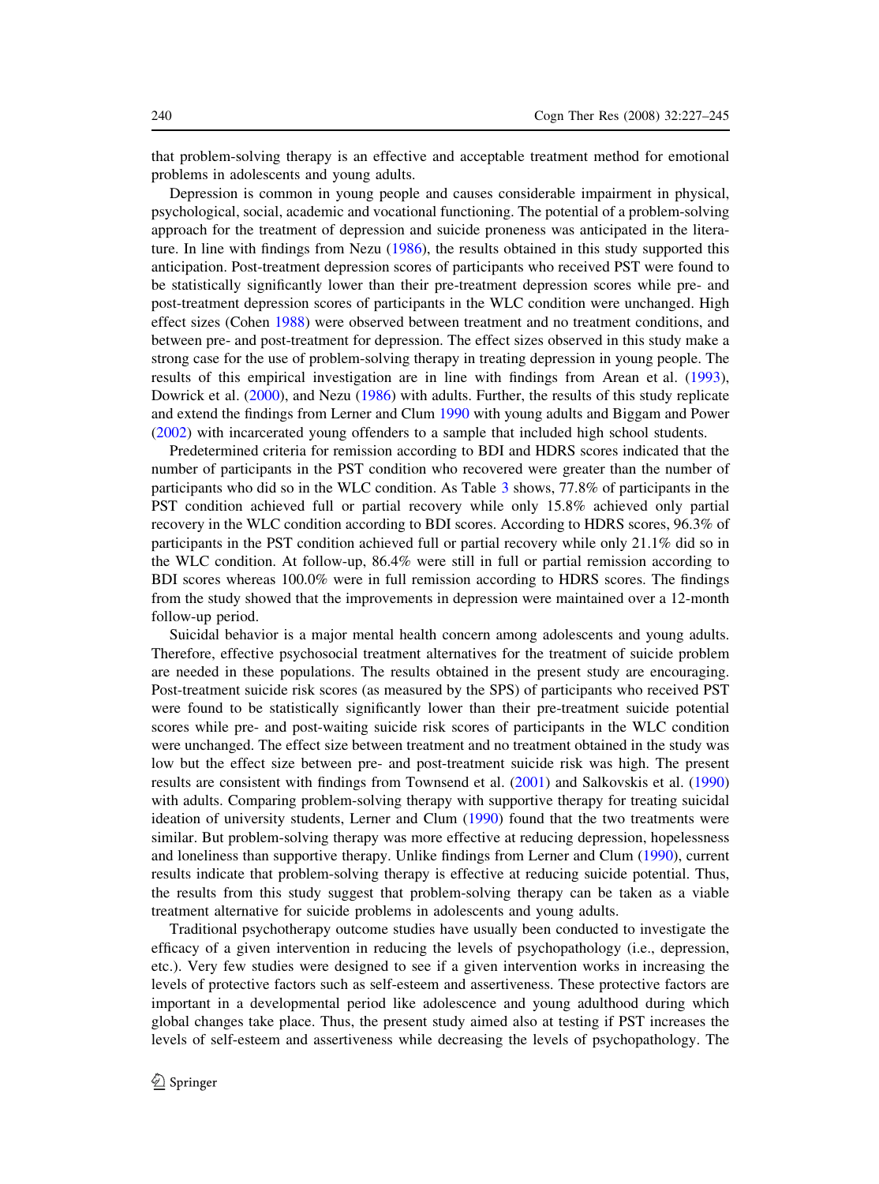that problem-solving therapy is an effective and acceptable treatment method for emotional problems in adolescents and young adults.

Depression is common in young people and causes considerable impairment in physical, psychological, social, academic and vocational functioning. The potential of a problem-solving approach for the treatment of depression and suicide proneness was anticipated in the literature. In line with findings from Nezu (1986), the results obtained in this study supported this anticipation. Post-treatment depression scores of participants who received PST were found to be statistically significantly lower than their pre-treatment depression scores while pre- and post-treatment depression scores of participants in the WLC condition were unchanged. High effect sizes (Cohen 1988) were observed between treatment and no treatment conditions, and between pre- and post-treatment for depression. The effect sizes observed in this study make a strong case for the use of problem-solving therapy in treating depression in young people. The results of this empirical investigation are in line with findings from Arean et al. (1993), Dowrick et al. (2000), and Nezu (1986) with adults. Further, the results of this study replicate and extend the findings from Lerner and Clum 1990 with young adults and Biggam and Power (2002) with incarcerated young offenders to a sample that included high school students.

Predetermined criteria for remission according to BDI and HDRS scores indicated that the number of participants in the PST condition who recovered were greater than the number of participants who did so in the WLC condition. As Table 3 shows, 77.8% of participants in the PST condition achieved full or partial recovery while only 15.8% achieved only partial recovery in the WLC condition according to BDI scores. According to HDRS scores, 96.3% of participants in the PST condition achieved full or partial recovery while only 21.1% did so in the WLC condition. At follow-up, 86.4% were still in full or partial remission according to BDI scores whereas 100.0% were in full remission according to HDRS scores. The findings from the study showed that the improvements in depression were maintained over a 12-month follow-up period.

Suicidal behavior is a major mental health concern among adolescents and young adults. Therefore, effective psychosocial treatment alternatives for the treatment of suicide problem are needed in these populations. The results obtained in the present study are encouraging. Post-treatment suicide risk scores (as measured by the SPS) of participants who received PST were found to be statistically significantly lower than their pre-treatment suicide potential scores while pre- and post-waiting suicide risk scores of participants in the WLC condition were unchanged. The effect size between treatment and no treatment obtained in the study was low but the effect size between pre- and post-treatment suicide risk was high. The present results are consistent with findings from Townsend et al. (2001) and Salkovskis et al. (1990) with adults. Comparing problem-solving therapy with supportive therapy for treating suicidal ideation of university students, Lerner and Clum (1990) found that the two treatments were similar. But problem-solving therapy was more effective at reducing depression, hopelessness and loneliness than supportive therapy. Unlike findings from Lerner and Clum (1990), current results indicate that problem-solving therapy is effective at reducing suicide potential. Thus, the results from this study suggest that problem-solving therapy can be taken as a viable treatment alternative for suicide problems in adolescents and young adults.

Traditional psychotherapy outcome studies have usually been conducted to investigate the efficacy of a given intervention in reducing the levels of psychopathology (i.e., depression, etc.). Very few studies were designed to see if a given intervention works in increasing the levels of protective factors such as self-esteem and assertiveness. These protective factors are important in a developmental period like adolescence and young adulthood during which global changes take place. Thus, the present study aimed also at testing if PST increases the levels of self-esteem and assertiveness while decreasing the levels of psychopathology. The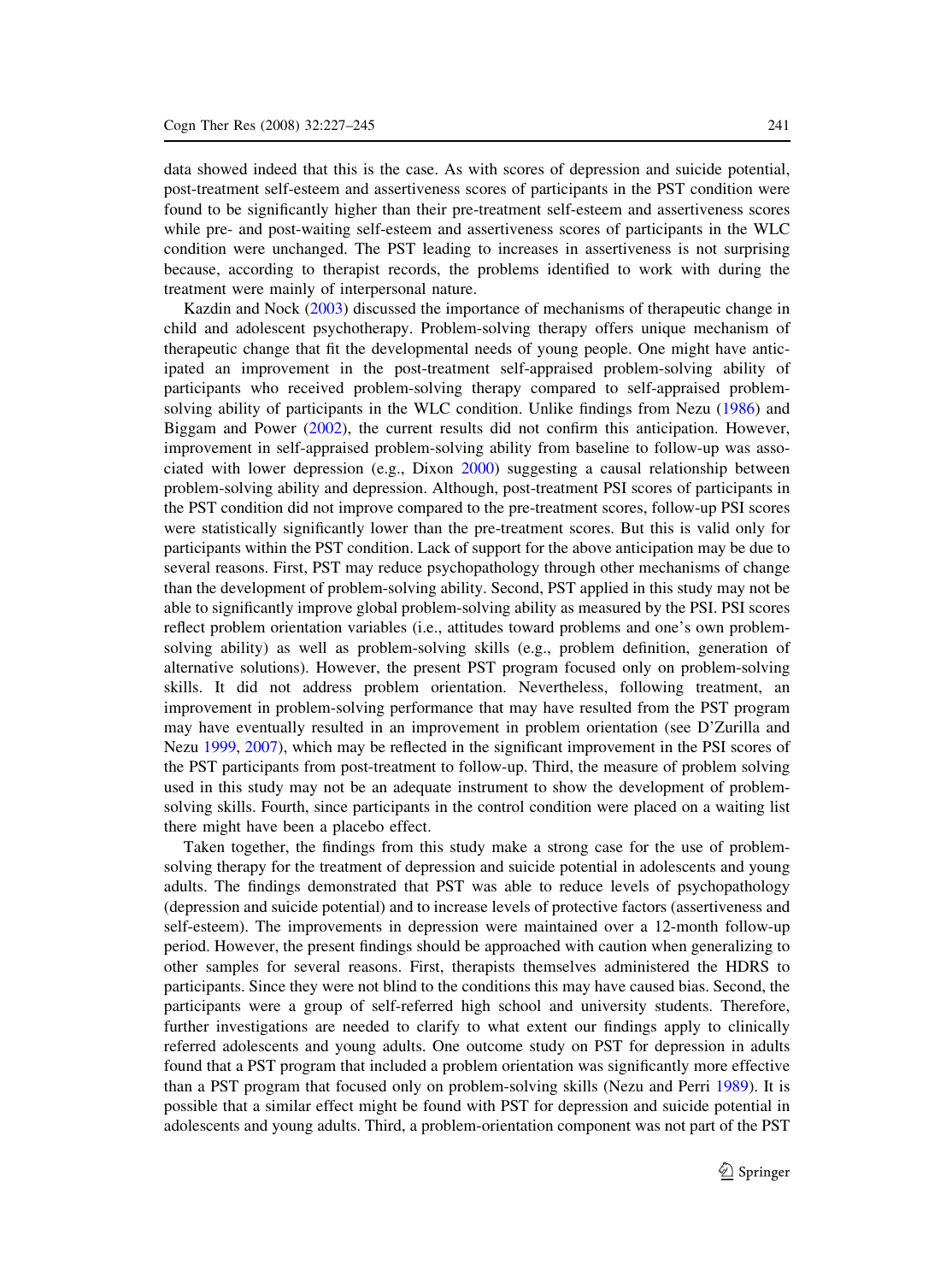data showed indeed that this is the case. As with scores of depression and suicide potential, post-treatment self-esteem and assertiveness scores of participants in the PST condition were found to be significantly higher than their pre-treatment self-esteem and assertiveness scores while pre- and post-waiting self-esteem and assertiveness scores of participants in the WLC condition were unchanged. The PST leading to increases in assertiveness is not surprising because, according to therapist records, the problems identified to work with during the treatment were mainly of interpersonal nature.

Kazdin and Nock (2003) discussed the importance of mechanisms of therapeutic change in child and adolescent psychotherapy. Problem-solving therapy offers unique mechanism of therapeutic change that fit the developmental needs of young people. One might have anticipated an improvement in the post-treatment self-appraised problem-solving ability of participants who received problem-solving therapy compared to self-appraised problem-solving ability of participants in the WLC condition. Unlike findings from Nezu (1986) and Biggam and Power (2002), the current results did not confirm this anticipation. However, improvement in self-appraised problem-solving ability from baseline to follow-up was associated with lower depression (e.g., Dixon 2000) suggesting a causal relationship between problem-solving ability and depression. Although, post-treatment PSI scores of participants in the PST condition did not improve compared to the pre-treatment scores, follow-up PSI scores were statistically significantly lower than the pre-treatment scores. But this is valid only for participants within the PST condition. Lack of support for the above anticipation may be due to several reasons. First, PST may reduce psychopathology through other mechanisms of change than the development of problem-solving ability. Second, PST applied in this study may not be able to significantly improve global problem-solving ability as measured by the PSI. PSI scores reflect problem orientation variables (i.e., attitudes toward problems and one's own problem-solving ability) as well as problem-solving skills (e.g., problem definition, generation of alternative solutions). However, the present PST program focused only on problem-solving skills. It did not address problem orientation. Nevertheless, following treatment, an improvement in problem-solving performance that may have resulted from the PST program may have eventually resulted in an improvement in problem orientation (see D'Zurilla and Nezu 1999, 2007), which may be reflected in the significant improvement in the PSI scores of the PST participants from post-treatment to follow-up. Third, the measure of problem solving used in this study may not be an adequate instrument to show the development of problem-solving skills. Fourth, since participants in the control condition were placed on a waiting list there might have been a placebo effect.

Taken together, the findings from this study make a strong case for the use of problem-solving therapy for the treatment of depression and suicide potential in adolescents and young adults. The findings demonstrated that PST was able to reduce levels of psychopathology (depression and suicide potential) and to increase levels of protective factors (assertiveness and self-esteem). The improvements in depression were maintained over a 12-month follow-up period. However, the present findings should be approached with caution when generalizing to other samples for several reasons. First, therapists themselves administered the HDRS to participants. Since they were not blind to the conditions this may have caused bias. Second, the participants were a group of self-referred high school and university students. Therefore, further investigations are needed to clarify to what extent our findings apply to clinically referred adolescents and young adults. One outcome study on PST for depression in adults found that a PST program that included a problem orientation was significantly more effective than a PST program that focused only on problem-solving skills (Nezu and Perri 1989). It is possible that a similar effect might be found with PST for depression and suicide potential in adolescents and young adults. Third, a problem-orientation component was not part of the PST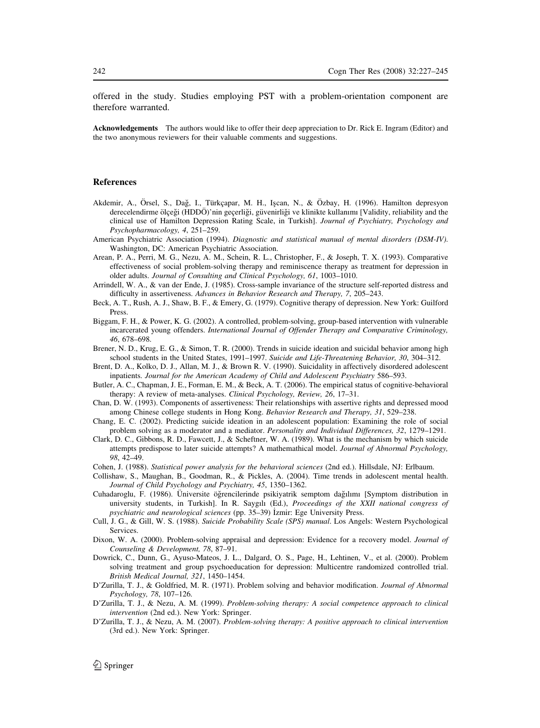offered in the study. Studies employing PST with a problem-orientation component are therefore warranted.

**Acknowledgements** The authors would like to offer their deep appreciation to Dr. Rick E. Ingram (Editor) and the two anonymous reviewers for their valuable comments and suggestions.

## References

Akdemir, A., Örsel, S., Dağ, I., Türkçapar, M. H., Işcan, N., & Özbay, H. (1996). Hamilton depresyon derecelendirme ölçeği (HDDÖ)'nin geçerliği, güvenirliği ve klinikte kullanımı [Validity, reliability and the clinical use of Hamilton Depression Rating Scale, in Turkish]. *Journal of Psychiatry, Psychology and Psychopharmacology, 4*, 251–259.

American Psychiatric Association (1994). *Diagnostic and statistical manual of mental disorders (DSM-IV)*. Washington, DC: American Psychiatric Association.

Arean, P. A., Perri, M. G., Nezu, A. M., Schein, R. L., Christopher, F., & Joseph, T. X. (1993). Comparative effectiveness of social problem-solving therapy and reminiscence therapy as treatment for depression in older adults. *Journal of Consulting and Clinical Psychology, 61*, 1003–1010.

Arrindell, W. A., & van der Ende, J. (1985). Cross-sample invariance of the structure self-reported distress and difficulty in assertiveness. *Advances in Behavior Research and Therapy, 7*, 205–243.

Beck, A. T., Rush, A. J., Shaw, B. F., & Emery, G. (1979). Cognitive therapy of depression. New York: Guilford Press.

Biggam, F. H., & Power, K. G. (2002). A controlled, problem-solving, group-based intervention with vulnerable incarcerated young offenders. *International Journal of Offender Therapy and Comparative Criminology, 46*, 678–698.

Brener, N. D., Krug, E. G., & Simon, T. R. (2000). Trends in suicide ideation and suicidal behavior among high school students in the United States, 1991–1997. *Suicide and Life-Threatening Behavior, 30*, 304–312.

Brent, D. A., Kolko, D. J., Allan, M. J., & Brown R. V. (1990). Suicidality in affectively disordered adolescent inpatients. *Journal for the American Academy of Child and Adolescent Psychiatry* 586–593.

Butler, A. C., Chapman, J. E., Forman, E. M., & Beck, A. T. (2006). The empirical status of cognitive-behavioral therapy: A review of meta-analyses. *Clinical Psychology, Review, 26*, 17–31.

Chan, D. W. (1993). Components of assertiveness: Their relationships with assertive rights and depressed mood among Chinese college students in Hong Kong. *Behavior Research and Therapy, 31*, 529–238.

Chang, E. C. (2002). Predicting suicide ideation in an adolescent population: Examining the role of social problem solving as a moderator and a mediator. *Personality and Individual Differences, 32*, 1279–1291.

Clark, D. C., Gibbons, R. D., Fawcett, J., & Scheftner, W. A. (1989). What is the mechanism by which suicide attempts predispose to later suicide attempts? A mathemathical model. *Journal of Abnormal Psychology, 98*, 42–49.

Cohen, J. (1988). *Statistical power analysis for the behavioral sciences* (2nd ed.). Hillsdale, NJ: Erlbaum.

Collishaw, S., Maughan, B., Goodman, R., & Pickles, A. (2004). Time trends in adolescent mental health. *Journal of Child Psychology and Psychiatry, 45*, 1350–1362.

Cuhadaroglu, F. (1986). Üniversite öğrencilerinde psikiyatrik semptom dağılımı [Symptom distribution in university students, in Turkish]. In R. Saygılı (Ed.), *Proceedings of the XXII national congress of psychiatric and neurological sciences* (pp. 35–39) İzmir: Ege University Press.

Cull, J. G., & Gill, W. S. (1988). *Suicide Probability Scale (SPS) manual*. Los Angels: Western Psychological Services.

Dixon, W. A. (2000). Problem-solving appraisal and depression: Evidence for a recovery model. *Journal of Counseling & Development, 78*, 87–91.

Dowrick, C., Dunn, G., Ayuso-Mateos, J. L., Dalgard, O. S., Page, H., Lehtinen, V., et al. (2000). Problem solving treatment and group psychoeducation for depression: Multicentre randomized controlled trial. *British Medical Journal, 321*, 1450–1454.

D'Zurilla, T. J., & Goldfried, M. R. (1971). Problem solving and behavior modification. *Journal of Abnormal Psychology, 78*, 107–126.

D'Zurilla, T. J., & Nezu, A. M. (1999). *Problem-solving therapy: A social competence approach to clinical intervention* (2nd ed.). New York: Springer.

D'Zurilla, T. J., & Nezu, A. M. (2007). *Problem-solving therapy: A positive approach to clinical intervention* (3rd ed.). New York: Springer.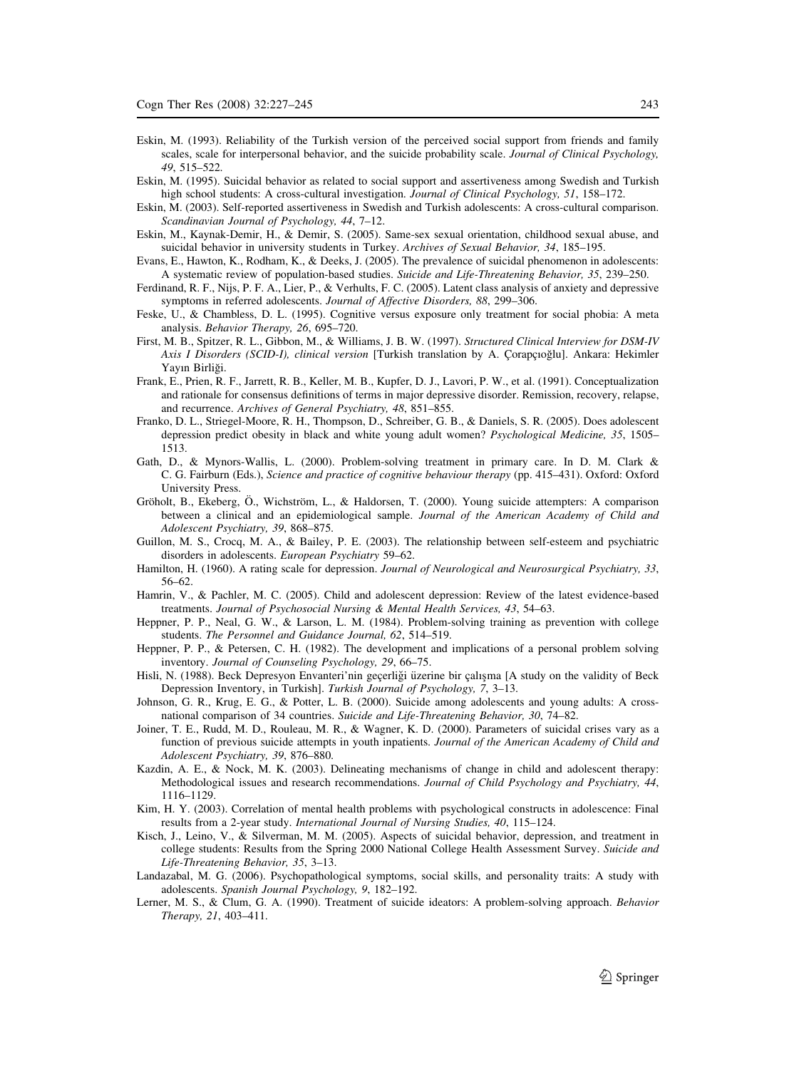Eskin, M. (1993). Reliability of the Turkish version of the perceived social support from friends and family scales, scale for interpersonal behavior, and the suicide probability scale. *Journal of Clinical Psychology, 49*, 515–522.

Eskin, M. (1995). Suicidal behavior as related to social support and assertiveness among Swedish and Turkish high school students: A cross-cultural investigation. *Journal of Clinical Psychology, 51*, 158–172.

Eskin, M. (2003). Self-reported assertiveness in Swedish and Turkish adolescents: A cross-cultural comparison. *Scandinavian Journal of Psychology, 44*, 7–12.

Eskin, M., Kaynak-Demir, H., & Demir, S. (2005). Same-sex sexual orientation, childhood sexual abuse, and suicidal behavior in university students in Turkey. *Archives of Sexual Behavior, 34*, 185–195.

Evans, E., Hawton, K., Rodham, K., & Deeks, J. (2005). The prevalence of suicidal phenomenon in adolescents: A systematic review of population-based studies. *Suicide and Life-Threatening Behavior, 35*, 239–250.

Ferdinand, R. F., Nijs, P. F. A., Lier, P., & Verhults, F. C. (2005). Latent class analysis of anxiety and depressive symptoms in referred adolescents. *Journal of Affective Disorders, 88*, 299–306.

Feske, U., & Chambless, D. L. (1995). Cognitive versus exposure only treatment for social phobia: A meta analysis. *Behavior Therapy, 26*, 695–720.

First, M. B., Spitzer, R. L., Gibbon, M., & Williams, J. B. W. (1997). *Structured Clinical Interview for DSM-IV Axis I Disorders (SCID-I), clinical version* [Turkish translation by A. Çorapçıoğlu]. Ankara: Hekimler Yayın Birliği.

Frank, E., Prien, R. F., Jarrett, R. B., Keller, M. B., Kupfer, D. J., Lavori, P. W., et al. (1991). Conceptualization and rationale for consensus definitions of terms in major depressive disorder. Remission, recovery, relapse, and recurrence. *Archives of General Psychiatry, 48*, 851–855.

Franko, D. L., Striegel-Moore, R. H., Thompson, D., Schreiber, G. B., & Daniels, S. R. (2005). Does adolescent depression predict obesity in black and white young adult women? *Psychological Medicine, 35*, 1505–1513.

Gath, D., & Mynors-Wallis, L. (2000). Problem-solving treatment in primary care. In D. M. Clark & C. G. Fairburn (Eds.), *Science and practice of cognitive behaviour therapy* (pp. 415–431). Oxford: Oxford University Press.

Gröholt, B., Ekeberg, Ö., Wichström, L., & Haldorsen, T. (2000). Young suicide attempters: A comparison between a clinical and an epidemiological sample. *Journal of the American Academy of Child and Adolescent Psychiatry, 39*, 868–875.

Guillon, M. S., Crocq, M. A., & Bailey, P. E. (2003). The relationship between self-esteem and psychiatric disorders in adolescents. *European Psychiatry* 59–62.

Hamilton, H. (1960). A rating scale for depression. *Journal of Neurological and Neurosurgical Psychiatry, 33*, 56–62.

Hamrin, V., & Pachler, M. C. (2005). Child and adolescent depression: Review of the latest evidence-based treatments. *Journal of Psychosocial Nursing & Mental Health Services, 43*, 54–63.

Heppner, P. P., Neal, G. W., & Larson, L. M. (1984). Problem-solving training as prevention with college students. *The Personnel and Guidance Journal, 62*, 514–519.

Heppner, P. P., & Petersen, C. H. (1982). The development and implications of a personal problem solving inventory. *Journal of Counseling Psychology, 29*, 66–75.

Hisli, N. (1988). Beck Depresyon Envanteri'nin geçerliği üzerine bir çalışma [A study on the validity of Beck Depression Inventory, in Turkish]. *Turkish Journal of Psychology, 7*, 3–13.

Johnson, G. R., Krug, E. G., & Potter, L. B. (2000). Suicide among adolescents and young adults: A cross-national comparison of 34 countries. *Suicide and Life-Threatening Behavior, 30*, 74–82.

Joiner, T. E., Rudd, M. D., Rouleau, M. R., & Wagner, K. D. (2000). Parameters of suicidal crises vary as a function of previous suicide attempts in youth inpatients. *Journal of the American Academy of Child and Adolescent Psychiatry, 39*, 876–880.

Kazdin, A. E., & Nock, M. K. (2003). Delineating mechanisms of change in child and adolescent therapy: Methodological issues and research recommendations. *Journal of Child Psychology and Psychiatry, 44*, 1116–1129.

Kim, H. Y. (2003). Correlation of mental health problems with psychological constructs in adolescence: Final results from a 2-year study. *International Journal of Nursing Studies, 40*, 115–124.

Kisch, J., Leino, V., & Silverman, M. M. (2005). Aspects of suicidal behavior, depression, and treatment in college students: Results from the Spring 2000 National College Health Assessment Survey. *Suicide and Life-Threatening Behavior, 35*, 3–13.

Landazabal, M. G. (2006). Psychopathological symptoms, social skills, and personality traits: A study with adolescents. *Spanish Journal Psychology, 9*, 182–192.

Lerner, M. S., & Clum, G. A. (1990). Treatment of suicide ideators: A problem-solving approach. *Behavior Therapy, 21*, 403–411.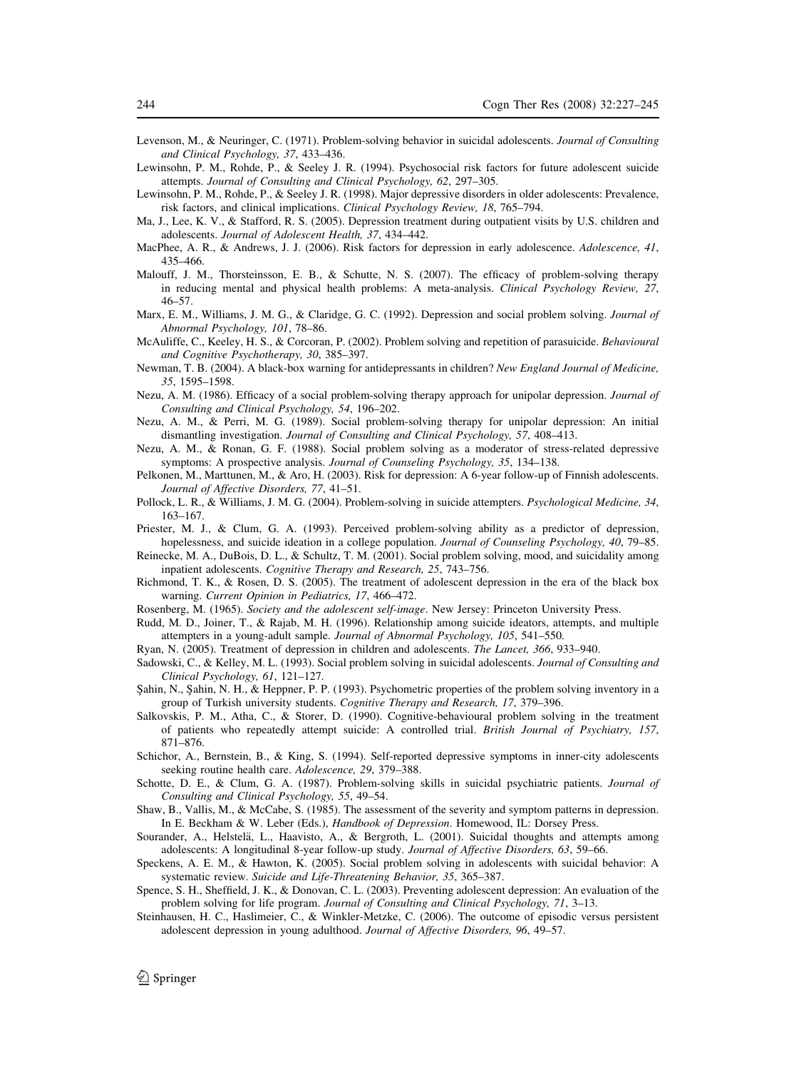Levenson, M., & Neuringer, C. (1971). Problem-solving behavior in suicidal adolescents. *Journal of Consulting and Clinical Psychology, 37*, 433–436.

Lewinsohn, P. M., Rohde, P., & Seeley J. R. (1994). Psychosocial risk factors for future adolescent suicide attempts. *Journal of Consulting and Clinical Psychology, 62*, 297–305.

Lewinsohn, P. M., Rohde, P., & Seeley J. R. (1998). Major depressive disorders in older adolescents: Prevalence, risk factors, and clinical implications. *Clinical Psychology Review, 18*, 765–794.

Ma, J., Lee, K. V., & Stafford, R. S. (2005). Depression treatment during outpatient visits by U.S. children and adolescents. *Journal of Adolescent Health, 37*, 434–442.

MacPhee, A. R., & Andrews, J. J. (2006). Risk factors for depression in early adolescence. *Adolescence, 41*, 435–466.

Malouff, J. M., Thorsteinsson, E. B., & Schutte, N. S. (2007). The efficacy of problem-solving therapy in reducing mental and physical health problems: A meta-analysis. *Clinical Psychology Review, 27*, 46–57.

Marx, E. M., Williams, J. M. G., & Claridge, G. C. (1992). Depression and social problem solving. *Journal of Abnormal Psychology, 101*, 78–86.

McAuliffe, C., Keeley, H. S., & Corcoran, P. (2002). Problem solving and repetition of parasuicide. *Behavioural and Cognitive Psychotherapy, 30*, 385–397.

Newman, T. B. (2004). A black-box warning for antidepressants in children? *New England Journal of Medicine, 35*, 1595–1598.

Nezu, A. M. (1986). Efficacy of a social problem-solving therapy approach for unipolar depression. *Journal of Consulting and Clinical Psychology, 54*, 196–202.

Nezu, A. M., & Perri, M. G. (1989). Social problem-solving therapy for unipolar depression: An initial dismantling investigation. *Journal of Consulting and Clinical Psychology, 57*, 408–413.

Nezu, A. M., & Ronan, G. F. (1988). Social problem solving as a moderator of stress-related depressive symptoms: A prospective analysis. *Journal of Counseling Psychology, 35*, 134–138.

Pelkonen, M., Marttunen, M., & Aro, H. (2003). Risk for depression: A 6-year follow-up of Finnish adolescents. *Journal of Affective Disorders, 77*, 41–51.

Pollock, L. R., & Williams, J. M. G. (2004). Problem-solving in suicide attempters. *Psychological Medicine, 34*, 163–167.

Priester, M. J., & Clum, G. A. (1993). Perceived problem-solving ability as a predictor of depression, hopelessness, and suicide ideation in a college population. *Journal of Counseling Psychology, 40*, 79–85.

Reinecke, M. A., DuBois, D. L., & Schultz, T. M. (2001). Social problem solving, mood, and suicidality among inpatient adolescents. *Cognitive Therapy and Research, 25*, 743–756.

Richmond, T. K., & Rosen, D. S. (2005). The treatment of adolescent depression in the era of the black box warning. *Current Opinion in Pediatrics, 17*, 466–472.

Rosenberg, M. (1965). *Society and the adolescent self-image*. New Jersey: Princeton University Press.

Rudd, M. D., Joiner, T., & Rajab, M. H. (1996). Relationship among suicide ideators, attempts, and multiple attempters in a young-adult sample. *Journal of Abnormal Psychology, 105*, 541–550.

Ryan, N. (2005). Treatment of depression in children and adolescents. *The Lancet, 366*, 933–940.

Sadowski, C., & Kelley, M. L. (1993). Social problem solving in suicidal adolescents. *Journal of Consulting and Clinical Psychology, 61*, 121–127.

Şahin, N., Şahin, N. H., & Heppner, P. P. (1993). Psychometric properties of the problem solving inventory in a group of Turkish university students. *Cognitive Therapy and Research, 17*, 379–396.

Salkovskis, P. M., Atha, C., & Storer, D. (1990). Cognitive-behavioural problem solving in the treatment of patients who repeatedly attempt suicide: A controlled trial. *British Journal of Psychiatry, 157*, 871–876.

Schichor, A., Bernstein, B., & King, S. (1994). Self-reported depressive symptoms in inner-city adolescents seeking routine health care. *Adolescence, 29*, 379–388.

Schotte, D. E., & Clum, G. A. (1987). Problem-solving skills in suicidal psychiatric patients. *Journal of Consulting and Clinical Psychology, 55*, 49–54.

Shaw, B., Vallis, M., & McCabe, S. (1985). The assessment of the severity and symptom patterns in depression. In E. Beckham & W. Leber (Eds.), *Handbook of Depression*. Homewood, IL: Dorsey Press.

Sourander, A., Helstelä, L., Haavisto, A., & Bergroth, L. (2001). Suicidal thoughts and attempts among adolescents: A longitudinal 8-year follow-up study. *Journal of Affective Disorders, 63*, 59–66.

Speckens, A. E. M., & Hawton, K. (2005). Social problem solving in adolescents with suicidal behavior: A systematic review. *Suicide and Life-Threatening Behavior, 35*, 365–387.

Spence, S. H., Sheffield, J. K., & Donovan, C. L. (2003). Preventing adolescent depression: An evaluation of the problem solving for life program. *Journal of Consulting and Clinical Psychology, 71*, 3–13.

Steinhausen, H. C., Haslimeier, C., & Winkler-Metzke, C. (2006). The outcome of episodic versus persistent adolescent depression in young adulthood. *Journal of Affective Disorders, 96*, 49–57.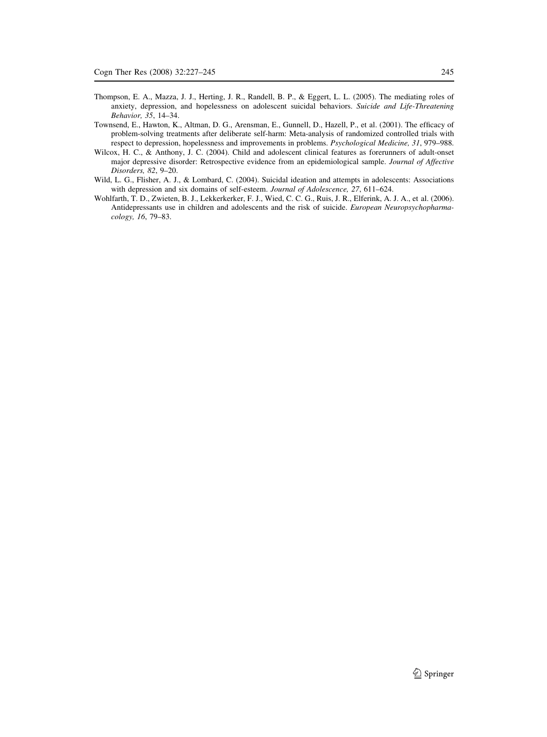Thompson, E. A., Mazza, J. J., Herting, J. R., Randell, B. P., & Eggert, L. L. (2005). The mediating roles of anxiety, depression, and hopelessness on adolescent suicidal behaviors. *Suicide and Life-Threatening Behavior, 35*, 14–34.

Townsend, E., Hawton, K., Altman, D. G., Arensman, E., Gunnell, D., Hazell, P., et al. (2001). The efficacy of problem-solving treatments after deliberate self-harm: Meta-analysis of randomized controlled trials with respect to depression, hopelessness and improvements in problems. *Psychological Medicine, 31*, 979–988.

Wilcox, H. C., & Anthony, J. C. (2004). Child and adolescent clinical features as forerunners of adult-onset major depressive disorder: Retrospective evidence from an epidemiological sample. *Journal of Affective Disorders, 82*, 9–20.

Wild, L. G., Flisher, A. J., & Lombard, C. (2004). Suicidal ideation and attempts in adolescents: Associations with depression and six domains of self-esteem. *Journal of Adolescence, 27*, 611–624.

Wohlfarth, T. D., Zwieten, B. J., Lekkerkerker, F. J., Wied, C. C. G., Ruis, J. R., Elferink, A. J. A., et al. (2006). Antidepressants use in children and adolescents and the risk of suicide. *European Neuropsychopharmacology, 16*, 79–83.